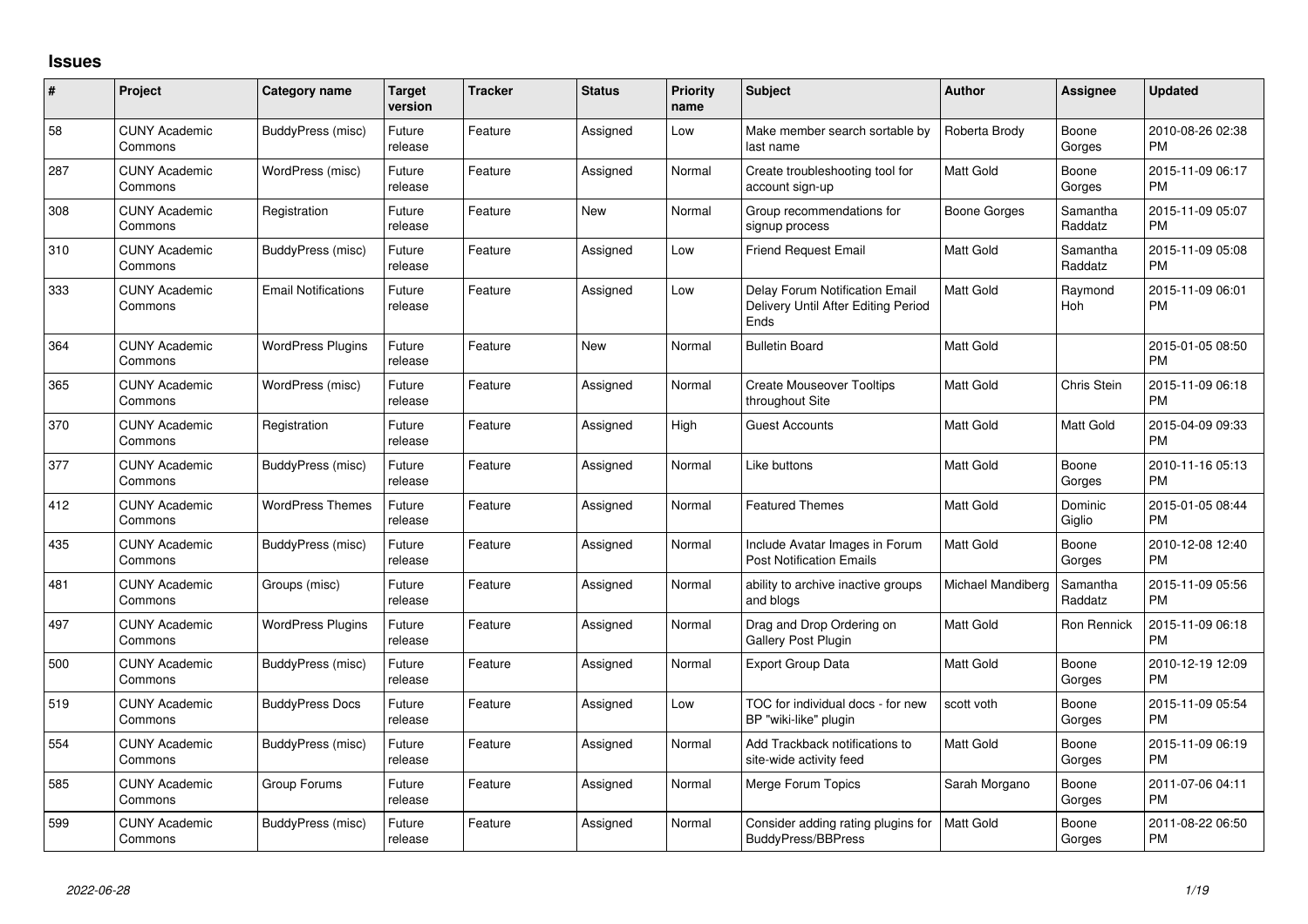## Issues

| # | Project | Category name | Target version | Tracker | Status | Priority name | Subject | Author | Assignee | Updated |
|---|---|---|---|---|---|---|---|---|---|---|
| 58 | CUNY Academic Commons | BuddyPress (misc) | Future release | Feature | Assigned | Low | Make member search sortable by last name | Roberta Brody | Boone Gorges | 2010-08-26 02:38 PM |
| 287 | CUNY Academic Commons | WordPress (misc) | Future release | Feature | Assigned | Normal | Create troubleshooting tool for account sign-up | Matt Gold | Boone Gorges | 2015-11-09 06:17 PM |
| 308 | CUNY Academic Commons | Registration | Future release | Feature | New | Normal | Group recommendations for signup process | Boone Gorges | Samantha Raddatz | 2015-11-09 05:07 PM |
| 310 | CUNY Academic Commons | BuddyPress (misc) | Future release | Feature | Assigned | Low | Friend Request Email | Matt Gold | Samantha Raddatz | 2015-11-09 05:08 PM |
| 333 | CUNY Academic Commons | Email Notifications | Future release | Feature | Assigned | Low | Delay Forum Notification Email Delivery Until After Editing Period Ends | Matt Gold | Raymond Hoh | 2015-11-09 06:01 PM |
| 364 | CUNY Academic Commons | WordPress Plugins | Future release | Feature | New | Normal | Bulletin Board | Matt Gold | | 2015-01-05 08:50 PM |
| 365 | CUNY Academic Commons | WordPress (misc) | Future release | Feature | Assigned | Normal | Create Mouseover Tooltips throughout Site | Matt Gold | Chris Stein | 2015-11-09 06:18 PM |
| 370 | CUNY Academic Commons | Registration | Future release | Feature | Assigned | High | Guest Accounts | Matt Gold | Matt Gold | 2015-04-09 09:33 PM |
| 377 | CUNY Academic Commons | BuddyPress (misc) | Future release | Feature | Assigned | Normal | Like buttons | Matt Gold | Boone Gorges | 2010-11-16 05:13 PM |
| 412 | CUNY Academic Commons | WordPress Themes | Future release | Feature | Assigned | Normal | Featured Themes | Matt Gold | Dominic Giglio | 2015-01-05 08:44 PM |
| 435 | CUNY Academic Commons | BuddyPress (misc) | Future release | Feature | Assigned | Normal | Include Avatar Images in Forum Post Notification Emails | Matt Gold | Boone Gorges | 2010-12-08 12:40 PM |
| 481 | CUNY Academic Commons | Groups (misc) | Future release | Feature | Assigned | Normal | ability to archive inactive groups and blogs | Michael Mandiberg | Samantha Raddatz | 2015-11-09 05:56 PM |
| 497 | CUNY Academic Commons | WordPress Plugins | Future release | Feature | Assigned | Normal | Drag and Drop Ordering on Gallery Post Plugin | Matt Gold | Ron Rennick | 2015-11-09 06:18 PM |
| 500 | CUNY Academic Commons | BuddyPress (misc) | Future release | Feature | Assigned | Normal | Export Group Data | Matt Gold | Boone Gorges | 2010-12-19 12:09 PM |
| 519 | CUNY Academic Commons | BuddyPress Docs | Future release | Feature | Assigned | Low | TOC for individual docs - for new BP "wiki-like" plugin | scott voth | Boone Gorges | 2015-11-09 05:54 PM |
| 554 | CUNY Academic Commons | BuddyPress (misc) | Future release | Feature | Assigned | Normal | Add Trackback notifications to site-wide activity feed | Matt Gold | Boone Gorges | 2015-11-09 06:19 PM |
| 585 | CUNY Academic Commons | Group Forums | Future release | Feature | Assigned | Normal | Merge Forum Topics | Sarah Morgano | Boone Gorges | 2011-07-06 04:11 PM |
| 599 | CUNY Academic Commons | BuddyPress (misc) | Future release | Feature | Assigned | Normal | Consider adding rating plugins for BuddyPress/BBPress | Matt Gold | Boone Gorges | 2011-08-22 06:50 PM |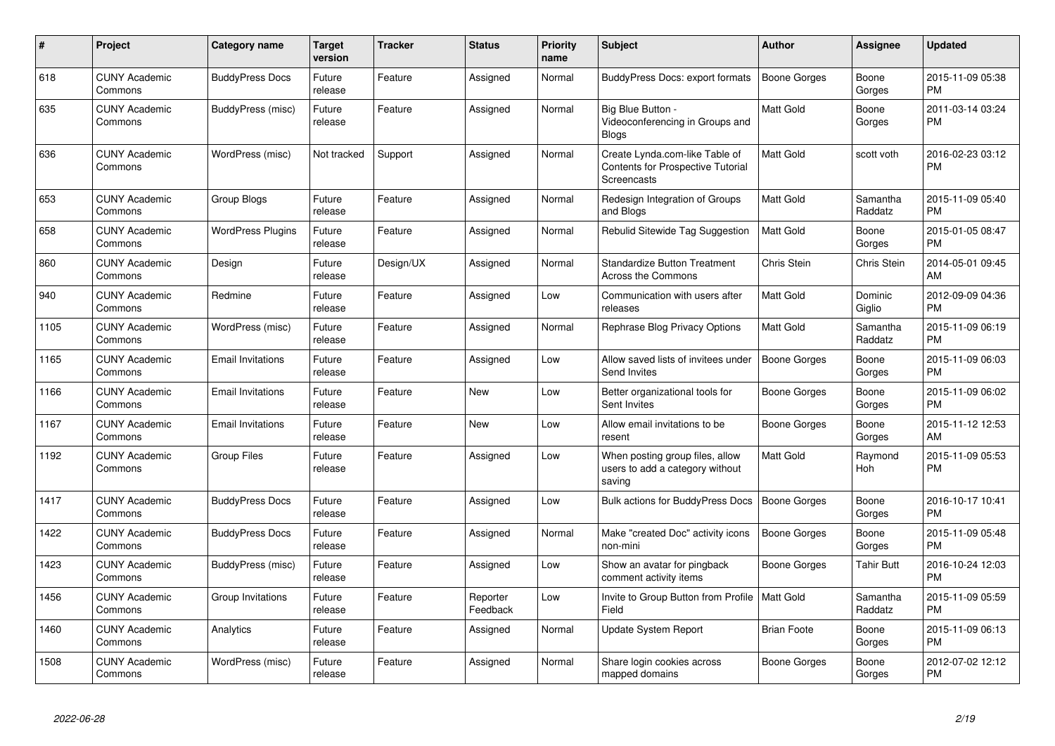| # | Project | Category name | Target version | Tracker | Status | Priority name | Subject | Author | Assignee | Updated |
|---|---|---|---|---|---|---|---|---|---|---|
| 618 | CUNY Academic Commons | BuddyPress Docs | Future release | Feature | Assigned | Normal | BuddyPress Docs: export formats | Boone Gorges | Boone Gorges | 2015-11-09 05:38 PM |
| 635 | CUNY Academic Commons | BuddyPress (misc) | Future release | Feature | Assigned | Normal | Big Blue Button - Videoconferencing in Groups and Blogs | Matt Gold | Boone Gorges | 2011-03-14 03:24 PM |
| 636 | CUNY Academic Commons | WordPress (misc) | Not tracked | Support | Assigned | Normal | Create Lynda.com-like Table of Contents for Prospective Tutorial Screencasts | Matt Gold | scott voth | 2016-02-23 03:12 PM |
| 653 | CUNY Academic Commons | Group Blogs | Future release | Feature | Assigned | Normal | Redesign Integration of Groups and Blogs | Matt Gold | Samantha Raddatz | 2015-11-09 05:40 PM |
| 658 | CUNY Academic Commons | WordPress Plugins | Future release | Feature | Assigned | Normal | Rebulid Sitewide Tag Suggestion | Matt Gold | Boone Gorges | 2015-01-05 08:47 PM |
| 860 | CUNY Academic Commons | Design | Future release | Design/UX | Assigned | Normal | Standardize Button Treatment Across the Commons | Chris Stein | Chris Stein | 2014-05-01 09:45 AM |
| 940 | CUNY Academic Commons | Redmine | Future release | Feature | Assigned | Low | Communication with users after releases | Matt Gold | Dominic Giglio | 2012-09-09 04:36 PM |
| 1105 | CUNY Academic Commons | WordPress (misc) | Future release | Feature | Assigned | Normal | Rephrase Blog Privacy Options | Matt Gold | Samantha Raddatz | 2015-11-09 06:19 PM |
| 1165 | CUNY Academic Commons | Email Invitations | Future release | Feature | Assigned | Low | Allow saved lists of invitees under Send Invites | Boone Gorges | Boone Gorges | 2015-11-09 06:03 PM |
| 1166 | CUNY Academic Commons | Email Invitations | Future release | Feature | New | Low | Better organizational tools for Sent Invites | Boone Gorges | Boone Gorges | 2015-11-09 06:02 PM |
| 1167 | CUNY Academic Commons | Email Invitations | Future release | Feature | New | Low | Allow email invitations to be resent | Boone Gorges | Boone Gorges | 2015-11-12 12:53 AM |
| 1192 | CUNY Academic Commons | Group Files | Future release | Feature | Assigned | Low | When posting group files, allow users to add a category without saving | Matt Gold | Raymond Hoh | 2015-11-09 05:53 PM |
| 1417 | CUNY Academic Commons | BuddyPress Docs | Future release | Feature | Assigned | Low | Bulk actions for BuddyPress Docs | Boone Gorges | Boone Gorges | 2016-10-17 10:41 PM |
| 1422 | CUNY Academic Commons | BuddyPress Docs | Future release | Feature | Assigned | Normal | Make "created Doc" activity icons non-mini | Boone Gorges | Boone Gorges | 2015-11-09 05:48 PM |
| 1423 | CUNY Academic Commons | BuddyPress (misc) | Future release | Feature | Assigned | Low | Show an avatar for pingback comment activity items | Boone Gorges | Tahir Butt | 2016-10-24 12:03 PM |
| 1456 | CUNY Academic Commons | Group Invitations | Future release | Feature | Reporter Feedback | Low | Invite to Group Button from Profile Field | Matt Gold | Samantha Raddatz | 2015-11-09 05:59 PM |
| 1460 | CUNY Academic Commons | Analytics | Future release | Feature | Assigned | Normal | Update System Report | Brian Foote | Boone Gorges | 2015-11-09 06:13 PM |
| 1508 | CUNY Academic Commons | WordPress (misc) | Future release | Feature | Assigned | Normal | Share login cookies across mapped domains | Boone Gorges | Boone Gorges | 2012-07-02 12:12 PM |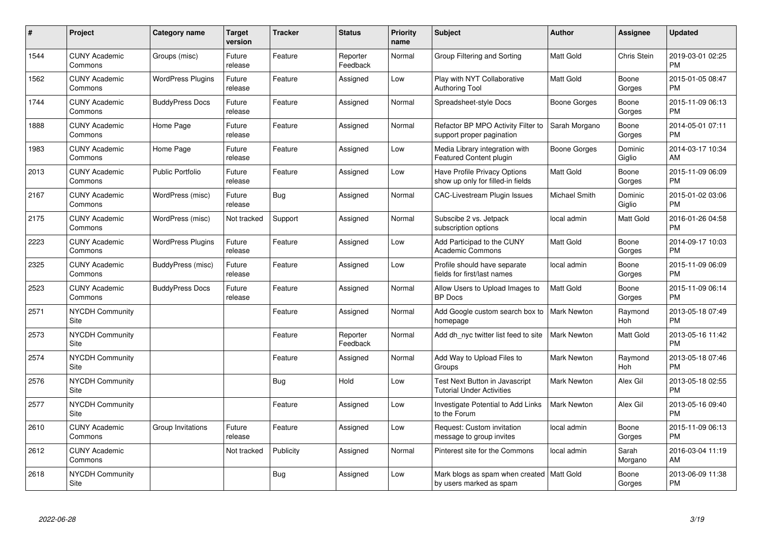| # | Project | Category name | Target version | Tracker | Status | Priority name | Subject | Author | Assignee | Updated |
|---|---|---|---|---|---|---|---|---|---|---|
| 1544 | CUNY Academic Commons | Groups (misc) | Future release | Feature | Reporter Feedback | Normal | Group Filtering and Sorting | Matt Gold | Chris Stein | 2019-03-01 02:25 PM |
| 1562 | CUNY Academic Commons | WordPress Plugins | Future release | Feature | Assigned | Low | Play with NYT Collaborative Authoring Tool | Matt Gold | Boone Gorges | 2015-01-05 08:47 PM |
| 1744 | CUNY Academic Commons | BuddyPress Docs | Future release | Feature | Assigned | Normal | Spreadsheet-style Docs | Boone Gorges | Boone Gorges | 2015-11-09 06:13 PM |
| 1888 | CUNY Academic Commons | Home Page | Future release | Feature | Assigned | Normal | Refactor BP MPO Activity Filter to support proper pagination | Sarah Morgano | Boone Gorges | 2014-05-01 07:11 PM |
| 1983 | CUNY Academic Commons | Home Page | Future release | Feature | Assigned | Low | Media Library integration with Featured Content plugin | Boone Gorges | Dominic Giglio | 2014-03-17 10:34 AM |
| 2013 | CUNY Academic Commons | Public Portfolio | Future release | Feature | Assigned | Low | Have Profile Privacy Options show up only for filled-in fields | Matt Gold | Boone Gorges | 2015-11-09 06:09 PM |
| 2167 | CUNY Academic Commons | WordPress (misc) | Future release | Bug | Assigned | Normal | CAC-Livestream Plugin Issues | Michael Smith | Dominic Giglio | 2015-01-02 03:06 PM |
| 2175 | CUNY Academic Commons | WordPress (misc) | Not tracked | Support | Assigned | Normal | Subscibe 2 vs. Jetpack subscription options | local admin | Matt Gold | 2016-01-26 04:58 PM |
| 2223 | CUNY Academic Commons | WordPress Plugins | Future release | Feature | Assigned | Low | Add Participad to the CUNY Academic Commons | Matt Gold | Boone Gorges | 2014-09-17 10:03 PM |
| 2325 | CUNY Academic Commons | BuddyPress (misc) | Future release | Feature | Assigned | Low | Profile should have separate fields for first/last names | local admin | Boone Gorges | 2015-11-09 06:09 PM |
| 2523 | CUNY Academic Commons | BuddyPress Docs | Future release | Feature | Assigned | Normal | Allow Users to Upload Images to BP Docs | Matt Gold | Boone Gorges | 2015-11-09 06:14 PM |
| 2571 | NYCDH Community Site | | | Feature | Assigned | Normal | Add Google custom search box to homepage | Mark Newton | Raymond Hoh | 2013-05-18 07:49 PM |
| 2573 | NYCDH Community Site | | | Feature | Reporter Feedback | Normal | Add dh_nyc twitter list feed to site | Mark Newton | Matt Gold | 2013-05-16 11:42 PM |
| 2574 | NYCDH Community Site | | | Feature | Assigned | Normal | Add Way to Upload Files to Groups | Mark Newton | Raymond Hoh | 2013-05-18 07:46 PM |
| 2576 | NYCDH Community Site | | | Bug | Hold | Low | Test Next Button in Javascript Tutorial Under Activities | Mark Newton | Alex Gil | 2013-05-18 02:55 PM |
| 2577 | NYCDH Community Site | | | Feature | Assigned | Low | Investigate Potential to Add Links to the Forum | Mark Newton | Alex Gil | 2013-05-16 09:40 PM |
| 2610 | CUNY Academic Commons | Group Invitations | Future release | Feature | Assigned | Low | Request: Custom invitation message to group invites | local admin | Boone Gorges | 2015-11-09 06:13 PM |
| 2612 | CUNY Academic Commons | | Not tracked | Publicity | Assigned | Normal | Pinterest site for the Commons | local admin | Sarah Morgano | 2016-03-04 11:19 AM |
| 2618 | NYCDH Community Site | | | Bug | Assigned | Low | Mark blogs as spam when created by users marked as spam | Matt Gold | Boone Gorges | 2013-06-09 11:38 PM |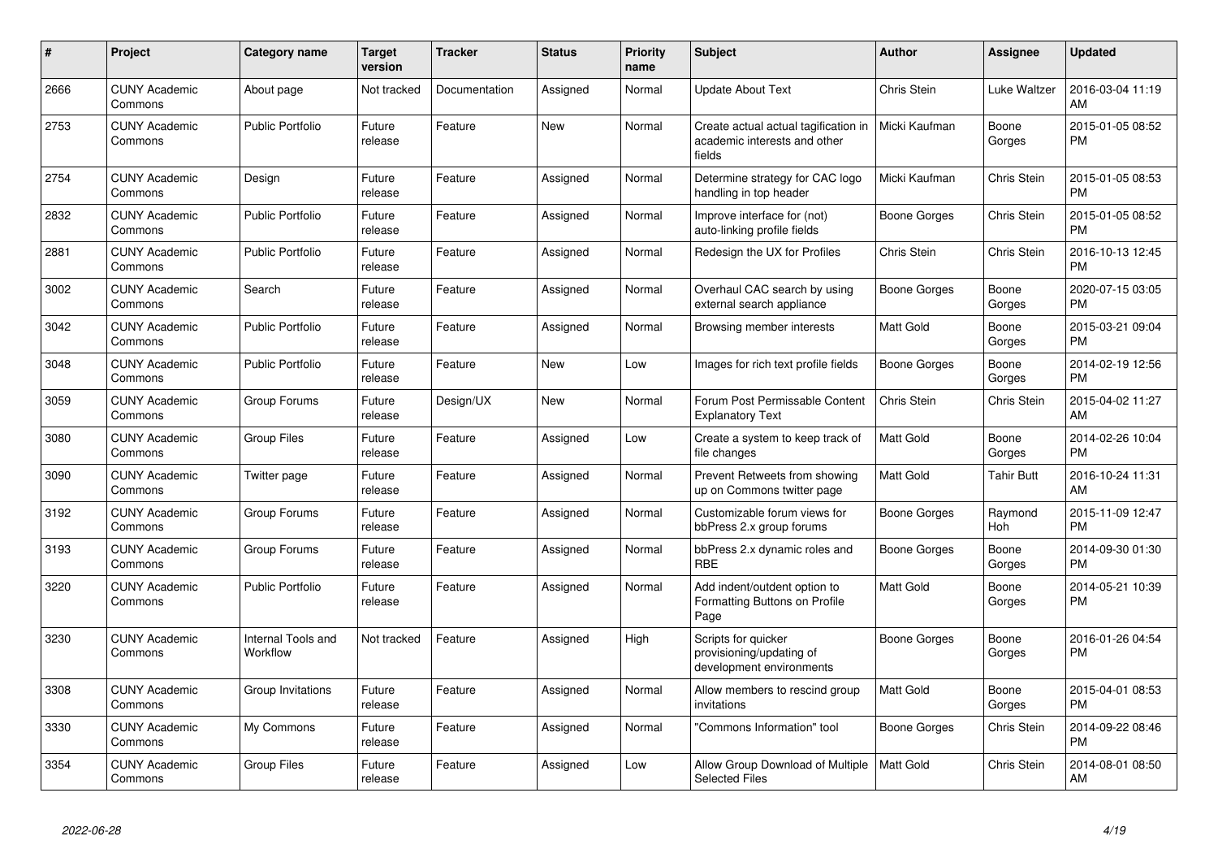| # | Project | Category name | Target version | Tracker | Status | Priority name | Subject | Author | Assignee | Updated |
|---|---|---|---|---|---|---|---|---|---|---|
| 2666 | CUNY Academic Commons | About page | Not tracked | Documentation | Assigned | Normal | Update About Text | Chris Stein | Luke Waltzer | 2016-03-04 11:19 AM |
| 2753 | CUNY Academic Commons | Public Portfolio | Future release | Feature | New | Normal | Create actual actual tagification in academic interests and other fields | Micki Kaufman | Boone Gorges | 2015-01-05 08:52 PM |
| 2754 | CUNY Academic Commons | Design | Future release | Feature | Assigned | Normal | Determine strategy for CAC logo handling in top header | Micki Kaufman | Chris Stein | 2015-01-05 08:53 PM |
| 2832 | CUNY Academic Commons | Public Portfolio | Future release | Feature | Assigned | Normal | Improve interface for (not) auto-linking profile fields | Boone Gorges | Chris Stein | 2015-01-05 08:52 PM |
| 2881 | CUNY Academic Commons | Public Portfolio | Future release | Feature | Assigned | Normal | Redesign the UX for Profiles | Chris Stein | Chris Stein | 2016-10-13 12:45 PM |
| 3002 | CUNY Academic Commons | Search | Future release | Feature | Assigned | Normal | Overhaul CAC search by using external search appliance | Boone Gorges | Boone Gorges | 2020-07-15 03:05 PM |
| 3042 | CUNY Academic Commons | Public Portfolio | Future release | Feature | Assigned | Normal | Browsing member interests | Matt Gold | Boone Gorges | 2015-03-21 09:04 PM |
| 3048 | CUNY Academic Commons | Public Portfolio | Future release | Feature | New | Low | Images for rich text profile fields | Boone Gorges | Boone Gorges | 2014-02-19 12:56 PM |
| 3059 | CUNY Academic Commons | Group Forums | Future release | Design/UX | New | Normal | Forum Post Permissable Content Explanatory Text | Chris Stein | Chris Stein | 2015-04-02 11:27 AM |
| 3080 | CUNY Academic Commons | Group Files | Future release | Feature | Assigned | Low | Create a system to keep track of file changes | Matt Gold | Boone Gorges | 2014-02-26 10:04 PM |
| 3090 | CUNY Academic Commons | Twitter page | Future release | Feature | Assigned | Normal | Prevent Retweets from showing up on Commons twitter page | Matt Gold | Tahir Butt | 2016-10-24 11:31 AM |
| 3192 | CUNY Academic Commons | Group Forums | Future release | Feature | Assigned | Normal | Customizable forum views for bbPress 2.x group forums | Boone Gorges | Raymond Hoh | 2015-11-09 12:47 PM |
| 3193 | CUNY Academic Commons | Group Forums | Future release | Feature | Assigned | Normal | bbPress 2.x dynamic roles and RBE | Boone Gorges | Boone Gorges | 2014-09-30 01:30 PM |
| 3220 | CUNY Academic Commons | Public Portfolio | Future release | Feature | Assigned | Normal | Add indent/outdent option to Formatting Buttons on Profile Page | Matt Gold | Boone Gorges | 2014-05-21 10:39 PM |
| 3230 | CUNY Academic Commons | Internal Tools and Workflow | Not tracked | Feature | Assigned | High | Scripts for quicker provisioning/updating of development environments | Boone Gorges | Boone Gorges | 2016-01-26 04:54 PM |
| 3308 | CUNY Academic Commons | Group Invitations | Future release | Feature | Assigned | Normal | Allow members to rescind group invitations | Matt Gold | Boone Gorges | 2015-04-01 08:53 PM |
| 3330 | CUNY Academic Commons | My Commons | Future release | Feature | Assigned | Normal | "Commons Information" tool | Boone Gorges | Chris Stein | 2014-09-22 08:46 PM |
| 3354 | CUNY Academic Commons | Group Files | Future release | Feature | Assigned | Low | Allow Group Download of Multiple Selected Files | Matt Gold | Chris Stein | 2014-08-01 08:50 AM |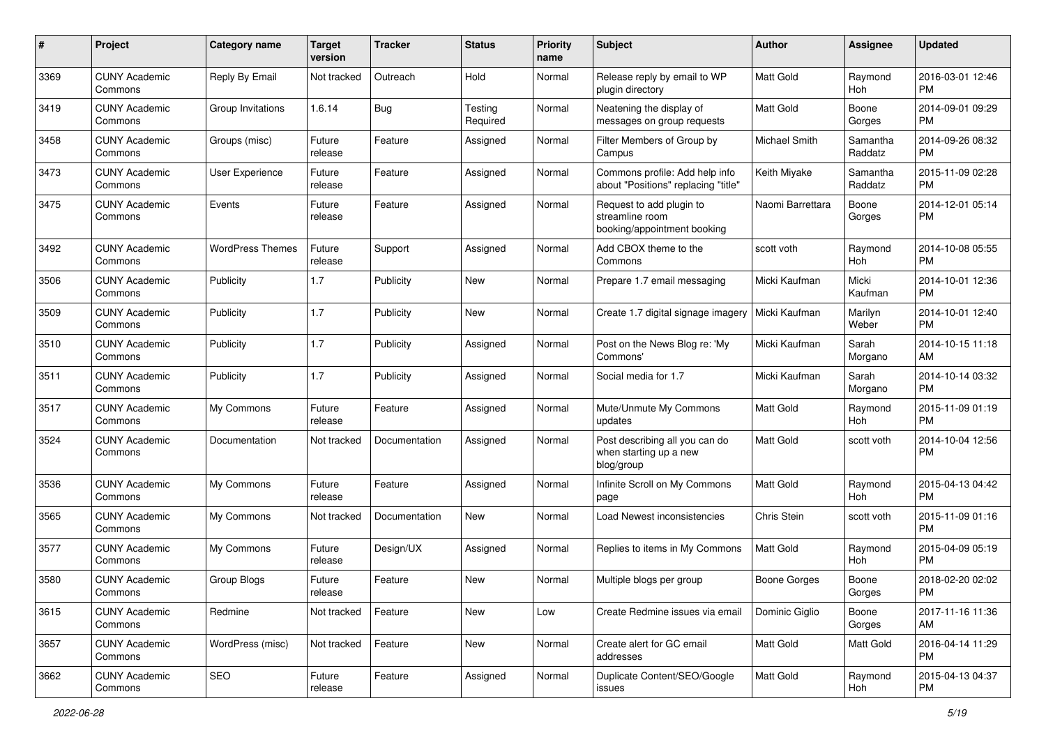| # | Project | Category name | Target version | Tracker | Status | Priority name | Subject | Author | Assignee | Updated |
|---|---|---|---|---|---|---|---|---|---|---|
| 3369 | CUNY Academic Commons | Reply By Email | Not tracked | Outreach | Hold | Normal | Release reply by email to WP plugin directory | Matt Gold | Raymond Hoh | 2016-03-01 12:46 PM |
| 3419 | CUNY Academic Commons | Group Invitations | 1.6.14 | Bug | Testing Required | Normal | Neatening the display of messages on group requests | Matt Gold | Boone Gorges | 2014-09-01 09:29 PM |
| 3458 | CUNY Academic Commons | Groups (misc) | Future release | Feature | Assigned | Normal | Filter Members of Group by Campus | Michael Smith | Samantha Raddatz | 2014-09-26 08:32 PM |
| 3473 | CUNY Academic Commons | User Experience | Future release | Feature | Assigned | Normal | Commons profile: Add help info about "Positions" replacing "title" | Keith Miyake | Samantha Raddatz | 2015-11-09 02:28 PM |
| 3475 | CUNY Academic Commons | Events | Future release | Feature | Assigned | Normal | Request to add plugin to streamline room booking/appointment booking | Naomi Barrettara | Boone Gorges | 2014-12-01 05:14 PM |
| 3492 | CUNY Academic Commons | WordPress Themes | Future release | Support | Assigned | Normal | Add CBOX theme to the Commons | scott voth | Raymond Hoh | 2014-10-08 05:55 PM |
| 3506 | CUNY Academic Commons | Publicity | 1.7 | Publicity | New | Normal | Prepare 1.7 email messaging | Micki Kaufman | Micki Kaufman | 2014-10-01 12:36 PM |
| 3509 | CUNY Academic Commons | Publicity | 1.7 | Publicity | New | Normal | Create 1.7 digital signage imagery | Micki Kaufman | Marilyn Weber | 2014-10-01 12:40 PM |
| 3510 | CUNY Academic Commons | Publicity | 1.7 | Publicity | Assigned | Normal | Post on the News Blog re: 'My Commons' | Micki Kaufman | Sarah Morgano | 2014-10-15 11:18 AM |
| 3511 | CUNY Academic Commons | Publicity | 1.7 | Publicity | Assigned | Normal | Social media for 1.7 | Micki Kaufman | Sarah Morgano | 2014-10-14 03:32 PM |
| 3517 | CUNY Academic Commons | My Commons | Future release | Feature | Assigned | Normal | Mute/Unmute My Commons updates | Matt Gold | Raymond Hoh | 2015-11-09 01:19 PM |
| 3524 | CUNY Academic Commons | Documentation | Not tracked | Documentation | Assigned | Normal | Post describing all you can do when starting up a new blog/group | Matt Gold | scott voth | 2014-10-04 12:56 PM |
| 3536 | CUNY Academic Commons | My Commons | Future release | Feature | Assigned | Normal | Infinite Scroll on My Commons page | Matt Gold | Raymond Hoh | 2015-04-13 04:42 PM |
| 3565 | CUNY Academic Commons | My Commons | Not tracked | Documentation | New | Normal | Load Newest inconsistencies | Chris Stein | scott voth | 2015-11-09 01:16 PM |
| 3577 | CUNY Academic Commons | My Commons | Future release | Design/UX | Assigned | Normal | Replies to items in My Commons | Matt Gold | Raymond Hoh | 2015-04-09 05:19 PM |
| 3580 | CUNY Academic Commons | Group Blogs | Future release | Feature | New | Normal | Multiple blogs per group | Boone Gorges | Boone Gorges | 2018-02-20 02:02 PM |
| 3615 | CUNY Academic Commons | Redmine | Not tracked | Feature | New | Low | Create Redmine issues via email | Dominic Giglio | Boone Gorges | 2017-11-16 11:36 AM |
| 3657 | CUNY Academic Commons | WordPress (misc) | Not tracked | Feature | New | Normal | Create alert for GC email addresses | Matt Gold | Matt Gold | 2016-04-14 11:29 PM |
| 3662 | CUNY Academic Commons | SEO | Future release | Feature | Assigned | Normal | Duplicate Content/SEO/Google issues | Matt Gold | Raymond Hoh | 2015-04-13 04:37 PM |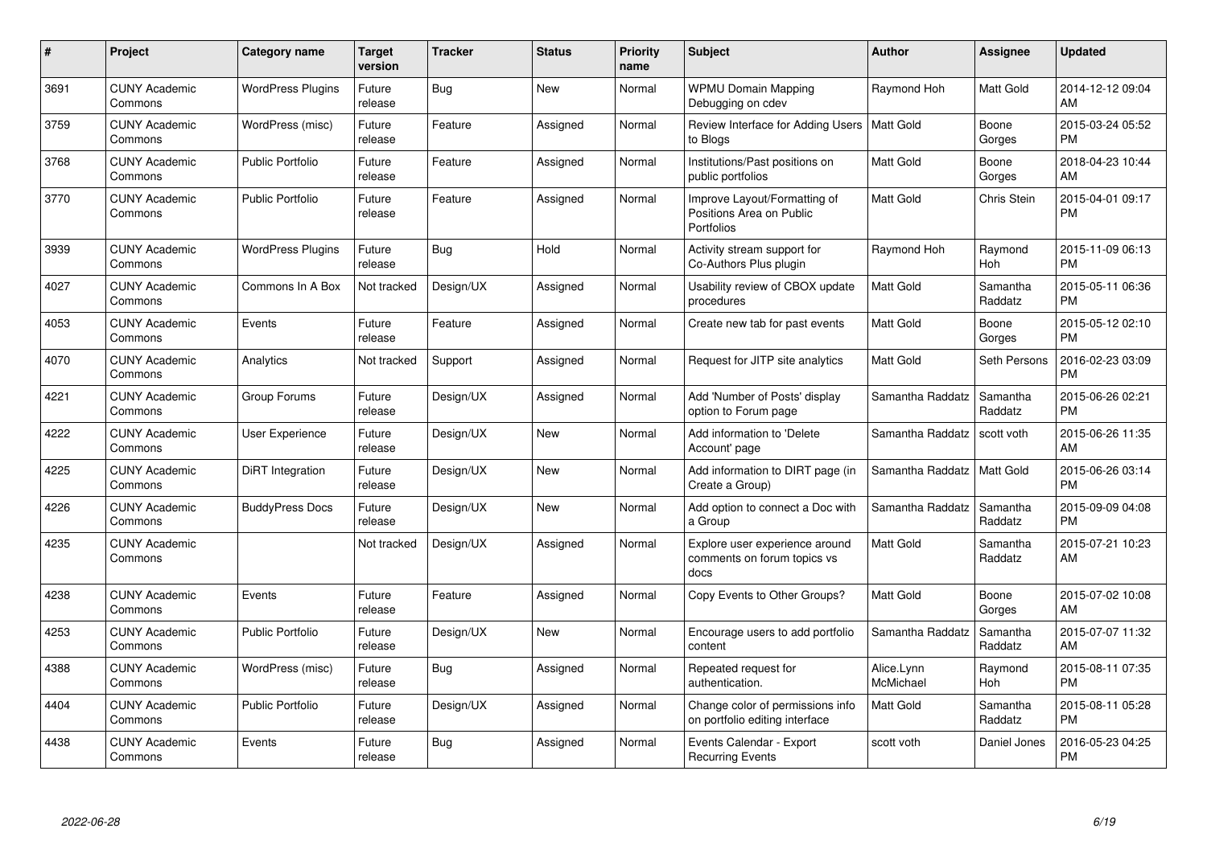| # | Project | Category name | Target version | Tracker | Status | Priority name | Subject | Author | Assignee | Updated |
|---|---|---|---|---|---|---|---|---|---|---|
| 3691 | CUNY Academic Commons | WordPress Plugins | Future release | Bug | New | Normal | WPMU Domain Mapping Debugging on cdev | Raymond Hoh | Matt Gold | 2014-12-12 09:04 AM |
| 3759 | CUNY Academic Commons | WordPress (misc) | Future release | Feature | Assigned | Normal | Review Interface for Adding Users to Blogs | Matt Gold | Boone Gorges | 2015-03-24 05:52 PM |
| 3768 | CUNY Academic Commons | Public Portfolio | Future release | Feature | Assigned | Normal | Institutions/Past positions on public portfolios | Matt Gold | Boone Gorges | 2018-04-23 10:44 AM |
| 3770 | CUNY Academic Commons | Public Portfolio | Future release | Feature | Assigned | Normal | Improve Layout/Formatting of Positions Area on Public Portfolios | Matt Gold | Chris Stein | 2015-04-01 09:17 PM |
| 3939 | CUNY Academic Commons | WordPress Plugins | Future release | Bug | Hold | Normal | Activity stream support for Co-Authors Plus plugin | Raymond Hoh | Raymond Hoh | 2015-11-09 06:13 PM |
| 4027 | CUNY Academic Commons | Commons In A Box | Not tracked | Design/UX | Assigned | Normal | Usability review of CBOX update procedures | Matt Gold | Samantha Raddatz | 2015-05-11 06:36 PM |
| 4053 | CUNY Academic Commons | Events | Future release | Feature | Assigned | Normal | Create new tab for past events | Matt Gold | Boone Gorges | 2015-05-12 02:10 PM |
| 4070 | CUNY Academic Commons | Analytics | Not tracked | Support | Assigned | Normal | Request for JITP site analytics | Matt Gold | Seth Persons | 2016-02-23 03:09 PM |
| 4221 | CUNY Academic Commons | Group Forums | Future release | Design/UX | Assigned | Normal | Add 'Number of Posts' display option to Forum page | Samantha Raddatz | Samantha Raddatz | 2015-06-26 02:21 PM |
| 4222 | CUNY Academic Commons | User Experience | Future release | Design/UX | New | Normal | Add information to 'Delete Account' page | Samantha Raddatz | scott voth | 2015-06-26 11:35 AM |
| 4225 | CUNY Academic Commons | DiRT Integration | Future release | Design/UX | New | Normal | Add information to DIRT page (in Create a Group) | Samantha Raddatz | Matt Gold | 2015-06-26 03:14 PM |
| 4226 | CUNY Academic Commons | BuddyPress Docs | Future release | Design/UX | New | Normal | Add option to connect a Doc with a Group | Samantha Raddatz | Samantha Raddatz | 2015-09-09 04:08 PM |
| 4235 | CUNY Academic Commons | | Not tracked | Design/UX | Assigned | Normal | Explore user experience around comments on forum topics vs docs | Matt Gold | Samantha Raddatz | 2015-07-21 10:23 AM |
| 4238 | CUNY Academic Commons | Events | Future release | Feature | Assigned | Normal | Copy Events to Other Groups? | Matt Gold | Boone Gorges | 2015-07-02 10:08 AM |
| 4253 | CUNY Academic Commons | Public Portfolio | Future release | Design/UX | New | Normal | Encourage users to add portfolio content | Samantha Raddatz | Samantha Raddatz | 2015-07-07 11:32 AM |
| 4388 | CUNY Academic Commons | WordPress (misc) | Future release | Bug | Assigned | Normal | Repeated request for authentication. | Alice.Lynn McMichael | Raymond Hoh | 2015-08-11 07:35 PM |
| 4404 | CUNY Academic Commons | Public Portfolio | Future release | Design/UX | Assigned | Normal | Change color of permissions info on portfolio editing interface | Matt Gold | Samantha Raddatz | 2015-08-11 05:28 PM |
| 4438 | CUNY Academic Commons | Events | Future release | Bug | Assigned | Normal | Events Calendar - Export Recurring Events | scott voth | Daniel Jones | 2016-05-23 04:25 PM |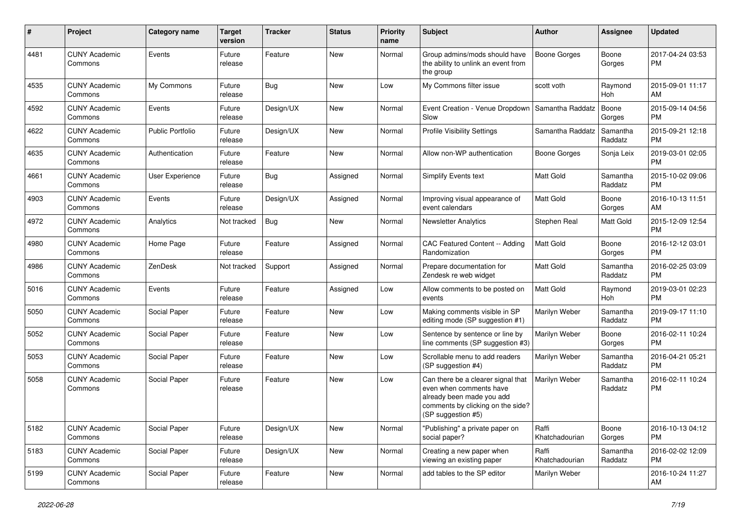| # | Project | Category name | Target version | Tracker | Status | Priority name | Subject | Author | Assignee | Updated |
|---|---|---|---|---|---|---|---|---|---|---|
| 4481 | CUNY Academic Commons | Events | Future release | Feature | New | Normal | Group admins/mods should have the ability to unlink an event from the group | Boone Gorges | Boone Gorges | 2017-04-24 03:53 PM |
| 4535 | CUNY Academic Commons | My Commons | Future release | Bug | New | Low | My Commons filter issue | scott voth | Raymond Hoh | 2015-09-01 11:17 AM |
| 4592 | CUNY Academic Commons | Events | Future release | Design/UX | New | Normal | Event Creation - Venue Dropdown Slow | Samantha Raddatz | Boone Gorges | 2015-09-14 04:56 PM |
| 4622 | CUNY Academic Commons | Public Portfolio | Future release | Design/UX | New | Normal | Profile Visibility Settings | Samantha Raddatz | Samantha Raddatz | 2015-09-21 12:18 PM |
| 4635 | CUNY Academic Commons | Authentication | Future release | Feature | New | Normal | Allow non-WP authentication | Boone Gorges | Sonja Leix | 2019-03-01 02:05 PM |
| 4661 | CUNY Academic Commons | User Experience | Future release | Bug | Assigned | Normal | Simplify Events text | Matt Gold | Samantha Raddatz | 2015-10-02 09:06 PM |
| 4903 | CUNY Academic Commons | Events | Future release | Design/UX | Assigned | Normal | Improving visual appearance of event calendars | Matt Gold | Boone Gorges | 2016-10-13 11:51 AM |
| 4972 | CUNY Academic Commons | Analytics | Not tracked | Bug | New | Normal | Newsletter Analytics | Stephen Real | Matt Gold | 2015-12-09 12:54 PM |
| 4980 | CUNY Academic Commons | Home Page | Future release | Feature | Assigned | Normal | CAC Featured Content -- Adding Randomization | Matt Gold | Boone Gorges | 2016-12-12 03:01 PM |
| 4986 | CUNY Academic Commons | ZenDesk | Not tracked | Support | Assigned | Normal | Prepare documentation for Zendesk re web widget | Matt Gold | Samantha Raddatz | 2016-02-25 03:09 PM |
| 5016 | CUNY Academic Commons | Events | Future release | Feature | Assigned | Low | Allow comments to be posted on events | Matt Gold | Raymond Hoh | 2019-03-01 02:23 PM |
| 5050 | CUNY Academic Commons | Social Paper | Future release | Feature | New | Low | Making comments visible in SP editing mode (SP suggestion #1) | Marilyn Weber | Samantha Raddatz | 2019-09-17 11:10 PM |
| 5052 | CUNY Academic Commons | Social Paper | Future release | Feature | New | Low | Sentence by sentence or line by line comments (SP suggestion #3) | Marilyn Weber | Boone Gorges | 2016-02-11 10:24 PM |
| 5053 | CUNY Academic Commons | Social Paper | Future release | Feature | New | Low | Scrollable menu to add readers (SP suggestion #4) | Marilyn Weber | Samantha Raddatz | 2016-04-21 05:21 PM |
| 5058 | CUNY Academic Commons | Social Paper | Future release | Feature | New | Low | Can there be a clearer signal that even when comments have already been made you add comments by clicking on the side? (SP suggestion #5) | Marilyn Weber | Samantha Raddatz | 2016-02-11 10:24 PM |
| 5182 | CUNY Academic Commons | Social Paper | Future release | Design/UX | New | Normal | "Publishing" a private paper on social paper? | Raffi Khatchadourian | Boone Gorges | 2016-10-13 04:12 PM |
| 5183 | CUNY Academic Commons | Social Paper | Future release | Design/UX | New | Normal | Creating a new paper when viewing an existing paper | Raffi Khatchadourian | Samantha Raddatz | 2016-02-02 12:09 PM |
| 5199 | CUNY Academic Commons | Social Paper | Future release | Feature | New | Normal | add tables to the SP editor | Marilyn Weber | | 2016-10-24 11:27 AM |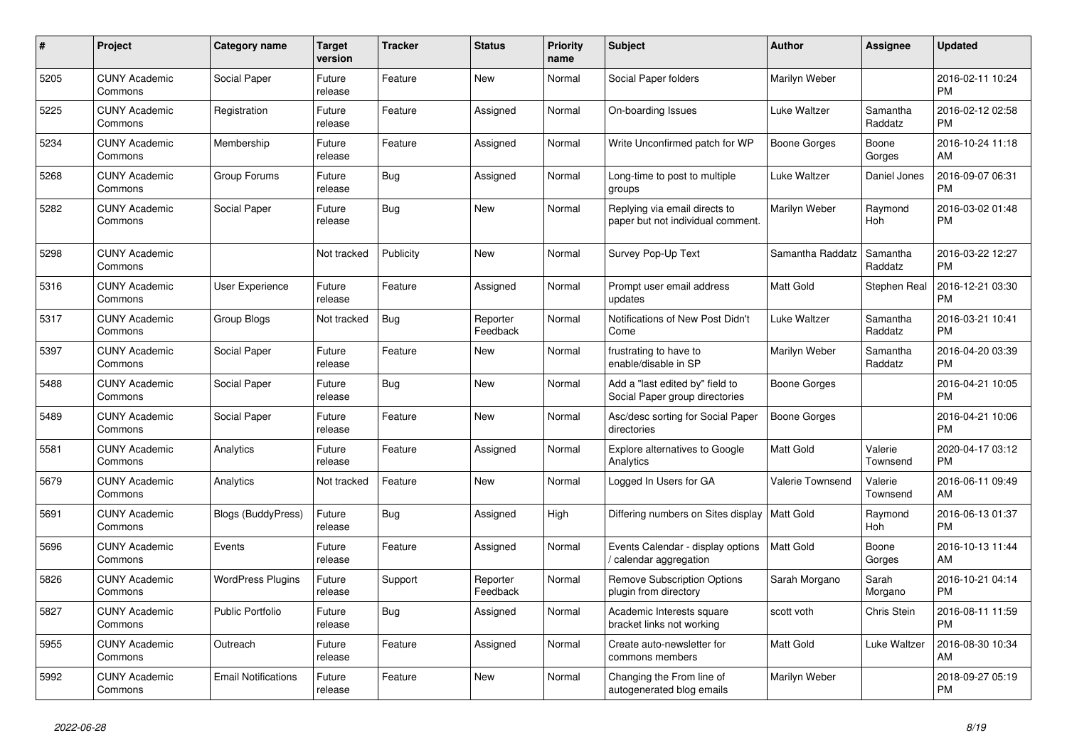| # | Project | Category name | Target version | Tracker | Status | Priority name | Subject | Author | Assignee | Updated |
|---|---|---|---|---|---|---|---|---|---|---|
| 5205 | CUNY Academic Commons | Social Paper | Future release | Feature | New | Normal | Social Paper folders | Marilyn Weber | | 2016-02-11 10:24 PM |
| 5225 | CUNY Academic Commons | Registration | Future release | Feature | Assigned | Normal | On-boarding Issues | Luke Waltzer | Samantha Raddatz | 2016-02-12 02:58 PM |
| 5234 | CUNY Academic Commons | Membership | Future release | Feature | Assigned | Normal | Write Unconfirmed patch for WP | Boone Gorges | Boone Gorges | 2016-10-24 11:18 AM |
| 5268 | CUNY Academic Commons | Group Forums | Future release | Bug | Assigned | Normal | Long-time to post to multiple groups | Luke Waltzer | Daniel Jones | 2016-09-07 06:31 PM |
| 5282 | CUNY Academic Commons | Social Paper | Future release | Bug | New | Normal | Replying via email directs to paper but not individual comment. | Marilyn Weber | Raymond Hoh | 2016-03-02 01:48 PM |
| 5298 | CUNY Academic Commons | | Not tracked | Publicity | New | Normal | Survey Pop-Up Text | Samantha Raddatz | Samantha Raddatz | 2016-03-22 12:27 PM |
| 5316 | CUNY Academic Commons | User Experience | Future release | Feature | Assigned | Normal | Prompt user email address updates | Matt Gold | Stephen Real | 2016-12-21 03:30 PM |
| 5317 | CUNY Academic Commons | Group Blogs | Not tracked | Bug | Reporter Feedback | Normal | Notifications of New Post Didn't Come | Luke Waltzer | Samantha Raddatz | 2016-03-21 10:41 PM |
| 5397 | CUNY Academic Commons | Social Paper | Future release | Feature | New | Normal | frustrating to have to enable/disable in SP | Marilyn Weber | Samantha Raddatz | 2016-04-20 03:39 PM |
| 5488 | CUNY Academic Commons | Social Paper | Future release | Bug | New | Normal | Add a "last edited by" field to Social Paper group directories | Boone Gorges | | 2016-04-21 10:05 PM |
| 5489 | CUNY Academic Commons | Social Paper | Future release | Feature | New | Normal | Asc/desc sorting for Social Paper directories | Boone Gorges | | 2016-04-21 10:06 PM |
| 5581 | CUNY Academic Commons | Analytics | Future release | Feature | Assigned | Normal | Explore alternatives to Google Analytics | Matt Gold | Valerie Townsend | 2020-04-17 03:12 PM |
| 5679 | CUNY Academic Commons | Analytics | Not tracked | Feature | New | Normal | Logged In Users for GA | Valerie Townsend | Valerie Townsend | 2016-06-11 09:49 AM |
| 5691 | CUNY Academic Commons | Blogs (BuddyPress) | Future release | Bug | Assigned | High | Differing numbers on Sites display | Matt Gold | Raymond Hoh | 2016-06-13 01:37 PM |
| 5696 | CUNY Academic Commons | Events | Future release | Feature | Assigned | Normal | Events Calendar - display options / calendar aggregation | Matt Gold | Boone Gorges | 2016-10-13 11:44 AM |
| 5826 | CUNY Academic Commons | WordPress Plugins | Future release | Support | Reporter Feedback | Normal | Remove Subscription Options plugin from directory | Sarah Morgano | Sarah Morgano | 2016-10-21 04:14 PM |
| 5827 | CUNY Academic Commons | Public Portfolio | Future release | Bug | Assigned | Normal | Academic Interests square bracket links not working | scott voth | Chris Stein | 2016-08-11 11:59 PM |
| 5955 | CUNY Academic Commons | Outreach | Future release | Feature | Assigned | Normal | Create auto-newsletter for commons members | Matt Gold | Luke Waltzer | 2016-08-30 10:34 AM |
| 5992 | CUNY Academic Commons | Email Notifications | Future release | Feature | New | Normal | Changing the From line of autogenerated blog emails | Marilyn Weber | | 2018-09-27 05:19 PM |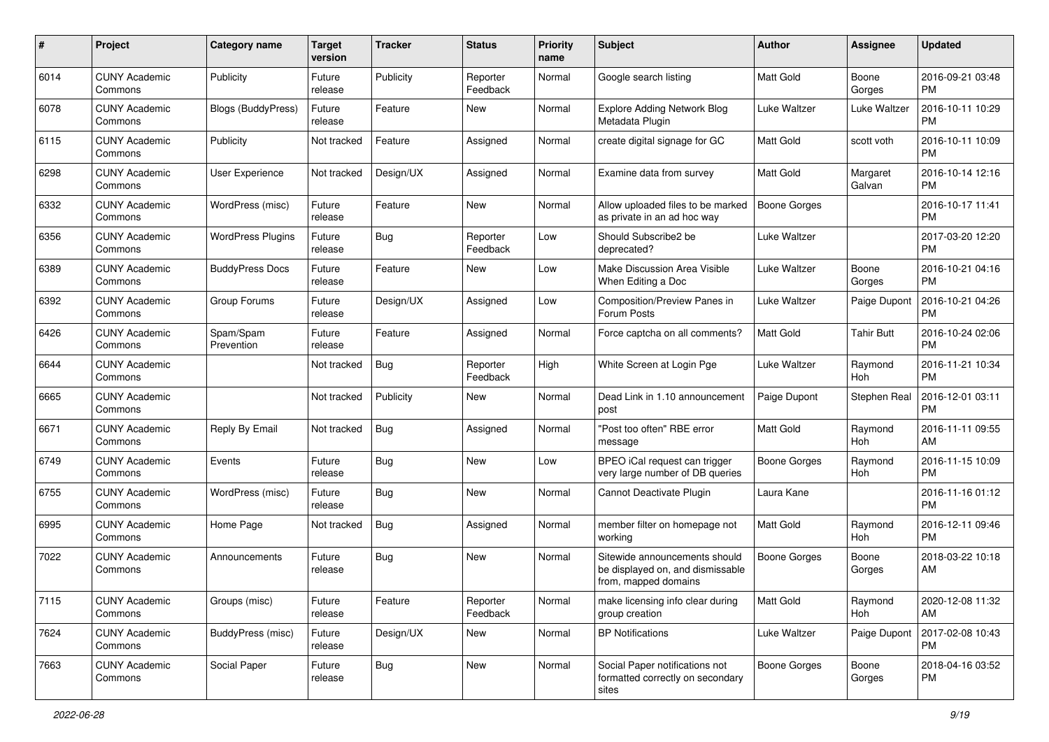| # | Project | Category name | Target version | Tracker | Status | Priority name | Subject | Author | Assignee | Updated |
|---|---|---|---|---|---|---|---|---|---|---|
| 6014 | CUNY Academic Commons | Publicity | Future release | Publicity | Reporter Feedback | Normal | Google search listing | Matt Gold | Boone Gorges | 2016-09-21 03:48 PM |
| 6078 | CUNY Academic Commons | Blogs (BuddyPress) | Future release | Feature | New | Normal | Explore Adding Network Blog Metadata Plugin | Luke Waltzer | Luke Waltzer | 2016-10-11 10:29 PM |
| 6115 | CUNY Academic Commons | Publicity | Not tracked | Feature | Assigned | Normal | create digital signage for GC | Matt Gold | scott voth | 2016-10-11 10:09 PM |
| 6298 | CUNY Academic Commons | User Experience | Not tracked | Design/UX | Assigned | Normal | Examine data from survey | Matt Gold | Margaret Galvan | 2016-10-14 12:16 PM |
| 6332 | CUNY Academic Commons | WordPress (misc) | Future release | Feature | New | Normal | Allow uploaded files to be marked as private in an ad hoc way | Boone Gorges | | 2016-10-17 11:41 PM |
| 6356 | CUNY Academic Commons | WordPress Plugins | Future release | Bug | Reporter Feedback | Low | Should Subscribe2 be deprecated? | Luke Waltzer | | 2017-03-20 12:20 PM |
| 6389 | CUNY Academic Commons | BuddyPress Docs | Future release | Feature | New | Low | Make Discussion Area Visible When Editing a Doc | Luke Waltzer | Boone Gorges | 2016-10-21 04:16 PM |
| 6392 | CUNY Academic Commons | Group Forums | Future release | Design/UX | Assigned | Low | Composition/Preview Panes in Forum Posts | Luke Waltzer | Paige Dupont | 2016-10-21 04:26 PM |
| 6426 | CUNY Academic Commons | Spam/Spam Prevention | Future release | Feature | Assigned | Normal | Force captcha on all comments? | Matt Gold | Tahir Butt | 2016-10-24 02:06 PM |
| 6644 | CUNY Academic Commons | | Not tracked | Bug | Reporter Feedback | High | White Screen at Login Pge | Luke Waltzer | Raymond Hoh | 2016-11-21 10:34 PM |
| 6665 | CUNY Academic Commons | | Not tracked | Publicity | New | Normal | Dead Link in 1.10 announcement post | Paige Dupont | Stephen Real | 2016-12-01 03:11 PM |
| 6671 | CUNY Academic Commons | Reply By Email | Not tracked | Bug | Assigned | Normal | "Post too often" RBE error message | Matt Gold | Raymond Hoh | 2016-11-11 09:55 AM |
| 6749 | CUNY Academic Commons | Events | Future release | Bug | New | Low | BPEO iCal request can trigger very large number of DB queries | Boone Gorges | Raymond Hoh | 2016-11-15 10:09 PM |
| 6755 | CUNY Academic Commons | WordPress (misc) | Future release | Bug | New | Normal | Cannot Deactivate Plugin | Laura Kane | | 2016-11-16 01:12 PM |
| 6995 | CUNY Academic Commons | Home Page | Not tracked | Bug | Assigned | Normal | member filter on homepage not working | Matt Gold | Raymond Hoh | 2016-12-11 09:46 PM |
| 7022 | CUNY Academic Commons | Announcements | Future release | Bug | New | Normal | Sitewide announcements should be displayed on, and dismissable from, mapped domains | Boone Gorges | Boone Gorges | 2018-03-22 10:18 AM |
| 7115 | CUNY Academic Commons | Groups (misc) | Future release | Feature | Reporter Feedback | Normal | make licensing info clear during group creation | Matt Gold | Raymond Hoh | 2020-12-08 11:32 AM |
| 7624 | CUNY Academic Commons | BuddyPress (misc) | Future release | Design/UX | New | Normal | BP Notifications | Luke Waltzer | Paige Dupont | 2017-02-08 10:43 PM |
| 7663 | CUNY Academic Commons | Social Paper | Future release | Bug | New | Normal | Social Paper notifications not formatted correctly on secondary sites | Boone Gorges | Boone Gorges | 2018-04-16 03:52 PM |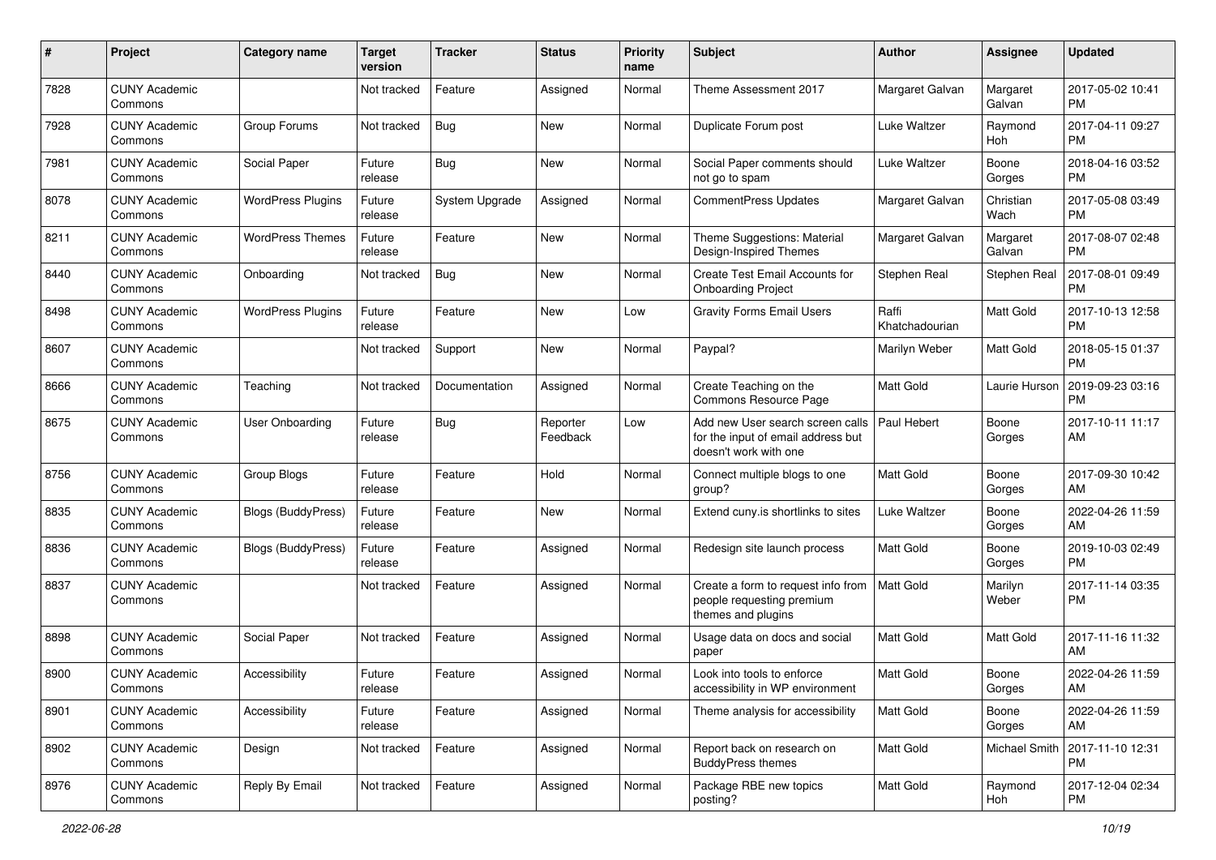| # | Project | Category name | Target version | Tracker | Status | Priority name | Subject | Author | Assignee | Updated |
|---|---|---|---|---|---|---|---|---|---|---|
| 7828 | CUNY Academic Commons | | Not tracked | Feature | Assigned | Normal | Theme Assessment 2017 | Margaret Galvan | Margaret Galvan | 2017-05-02 10:41 PM |
| 7928 | CUNY Academic Commons | Group Forums | Not tracked | Bug | New | Normal | Duplicate Forum post | Luke Waltzer | Raymond Hoh | 2017-04-11 09:27 PM |
| 7981 | CUNY Academic Commons | Social Paper | Future release | Bug | New | Normal | Social Paper comments should not go to spam | Luke Waltzer | Boone Gorges | 2018-04-16 03:52 PM |
| 8078 | CUNY Academic Commons | WordPress Plugins | Future release | System Upgrade | Assigned | Normal | CommentPress Updates | Margaret Galvan | Christian Wach | 2017-05-08 03:49 PM |
| 8211 | CUNY Academic Commons | WordPress Themes | Future release | Feature | New | Normal | Theme Suggestions: Material Design-Inspired Themes | Margaret Galvan | Margaret Galvan | 2017-08-07 02:48 PM |
| 8440 | CUNY Academic Commons | Onboarding | Not tracked | Bug | New | Normal | Create Test Email Accounts for Onboarding Project | Stephen Real | Stephen Real | 2017-08-01 09:49 PM |
| 8498 | CUNY Academic Commons | WordPress Plugins | Future release | Feature | New | Low | Gravity Forms Email Users | Raffi Khatchadourian | Matt Gold | 2017-10-13 12:58 PM |
| 8607 | CUNY Academic Commons | | Not tracked | Support | New | Normal | Paypal? | Marilyn Weber | Matt Gold | 2018-05-15 01:37 PM |
| 8666 | CUNY Academic Commons | Teaching | Not tracked | Documentation | Assigned | Normal | Create Teaching on the Commons Resource Page | Matt Gold | Laurie Hurson | 2019-09-23 03:16 PM |
| 8675 | CUNY Academic Commons | User Onboarding | Future release | Bug | Reporter Feedback | Low | Add new User search screen calls for the input of email address but doesn't work with one | Paul Hebert | Boone Gorges | 2017-10-11 11:17 AM |
| 8756 | CUNY Academic Commons | Group Blogs | Future release | Feature | Hold | Normal | Connect multiple blogs to one group? | Matt Gold | Boone Gorges | 2017-09-30 10:42 AM |
| 8835 | CUNY Academic Commons | Blogs (BuddyPress) | Future release | Feature | New | Normal | Extend cuny.is shortlinks to sites | Luke Waltzer | Boone Gorges | 2022-04-26 11:59 AM |
| 8836 | CUNY Academic Commons | Blogs (BuddyPress) | Future release | Feature | Assigned | Normal | Redesign site launch process | Matt Gold | Boone Gorges | 2019-10-03 02:49 PM |
| 8837 | CUNY Academic Commons | | Not tracked | Feature | Assigned | Normal | Create a form to request info from people requesting premium themes and plugins | Matt Gold | Marilyn Weber | 2017-11-14 03:35 PM |
| 8898 | CUNY Academic Commons | Social Paper | Not tracked | Feature | Assigned | Normal | Usage data on docs and social paper | Matt Gold | Matt Gold | 2017-11-16 11:32 AM |
| 8900 | CUNY Academic Commons | Accessibility | Future release | Feature | Assigned | Normal | Look into tools to enforce accessibility in WP environment | Matt Gold | Boone Gorges | 2022-04-26 11:59 AM |
| 8901 | CUNY Academic Commons | Accessibility | Future release | Feature | Assigned | Normal | Theme analysis for accessibility | Matt Gold | Boone Gorges | 2022-04-26 11:59 AM |
| 8902 | CUNY Academic Commons | Design | Not tracked | Feature | Assigned | Normal | Report back on research on BuddyPress themes | Matt Gold | Michael Smith | 2017-11-10 12:31 PM |
| 8976 | CUNY Academic Commons | Reply By Email | Not tracked | Feature | Assigned | Normal | Package RBE new topics posting? | Matt Gold | Raymond Hoh | 2017-12-04 02:34 PM |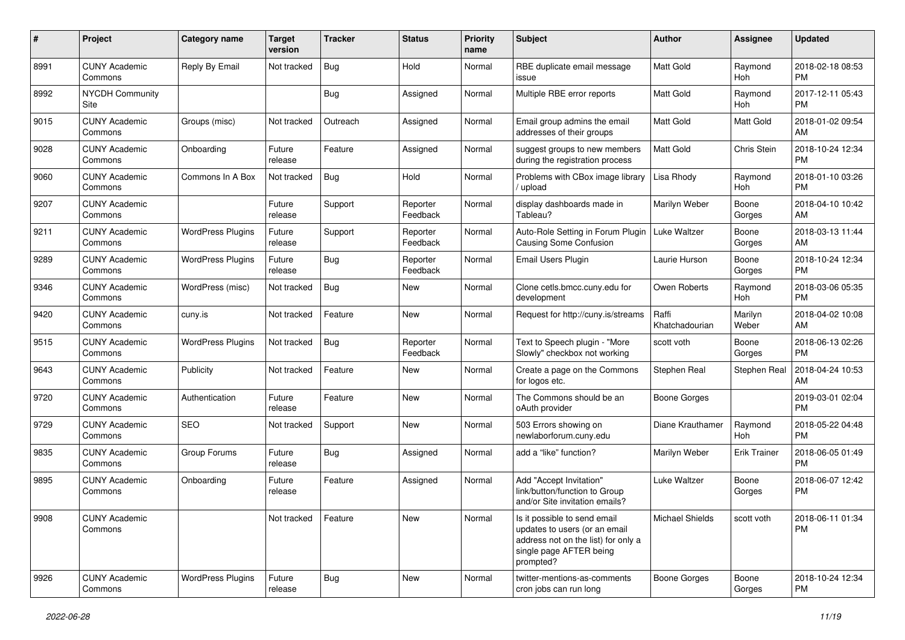| # | Project | Category name | Target version | Tracker | Status | Priority name | Subject | Author | Assignee | Updated |
|---|---|---|---|---|---|---|---|---|---|---|
| 8991 | CUNY Academic Commons | Reply By Email | Not tracked | Bug | Hold | Normal | RBE duplicate email message issue | Matt Gold | Raymond Hoh | 2018-02-18 08:53 PM |
| 8992 | NYCDH Community Site | | | Bug | Assigned | Normal | Multiple RBE error reports | Matt Gold | Raymond Hoh | 2017-12-11 05:43 PM |
| 9015 | CUNY Academic Commons | Groups (misc) | Not tracked | Outreach | Assigned | Normal | Email group admins the email addresses of their groups | Matt Gold | Matt Gold | 2018-01-02 09:54 AM |
| 9028 | CUNY Academic Commons | Onboarding | Future release | Feature | Assigned | Normal | suggest groups to new members during the registration process | Matt Gold | Chris Stein | 2018-10-24 12:34 PM |
| 9060 | CUNY Academic Commons | Commons In A Box | Not tracked | Bug | Hold | Normal | Problems with CBox image library / upload | Lisa Rhody | Raymond Hoh | 2018-01-10 03:26 PM |
| 9207 | CUNY Academic Commons | | Future release | Support | Reporter Feedback | Normal | display dashboards made in Tableau? | Marilyn Weber | Boone Gorges | 2018-04-10 10:42 AM |
| 9211 | CUNY Academic Commons | WordPress Plugins | Future release | Support | Reporter Feedback | Normal | Auto-Role Setting in Forum Plugin Causing Some Confusion | Luke Waltzer | Boone Gorges | 2018-03-13 11:44 AM |
| 9289 | CUNY Academic Commons | WordPress Plugins | Future release | Bug | Reporter Feedback | Normal | Email Users Plugin | Laurie Hurson | Boone Gorges | 2018-10-24 12:34 PM |
| 9346 | CUNY Academic Commons | WordPress (misc) | Not tracked | Bug | New | Normal | Clone cetls.bmcc.cuny.edu for development | Owen Roberts | Raymond Hoh | 2018-03-06 05:35 PM |
| 9420 | CUNY Academic Commons | cuny.is | Not tracked | Feature | New | Normal | Request for http://cuny.is/streams | Raffi Khatchadourian | Marilyn Weber | 2018-04-02 10:08 AM |
| 9515 | CUNY Academic Commons | WordPress Plugins | Not tracked | Bug | Reporter Feedback | Normal | Text to Speech plugin - "More Slowly" checkbox not working | scott voth | Boone Gorges | 2018-06-13 02:26 PM |
| 9643 | CUNY Academic Commons | Publicity | Not tracked | Feature | New | Normal | Create a page on the Commons for logos etc. | Stephen Real | Stephen Real | 2018-04-24 10:53 AM |
| 9720 | CUNY Academic Commons | Authentication | Future release | Feature | New | Normal | The Commons should be an oAuth provider | Boone Gorges | | 2019-03-01 02:04 PM |
| 9729 | CUNY Academic Commons | SEO | Not tracked | Support | New | Normal | 503 Errors showing on newlaborforum.cuny.edu | Diane Krauthamer | Raymond Hoh | 2018-05-22 04:48 PM |
| 9835 | CUNY Academic Commons | Group Forums | Future release | Bug | Assigned | Normal | add a "like" function? | Marilyn Weber | Erik Trainer | 2018-06-05 01:49 PM |
| 9895 | CUNY Academic Commons | Onboarding | Future release | Feature | Assigned | Normal | Add "Accept Invitation" link/button/function to Group and/or Site invitation emails? | Luke Waltzer | Boone Gorges | 2018-06-07 12:42 PM |
| 9908 | CUNY Academic Commons | | Not tracked | Feature | New | Normal | Is it possible to send email updates to users (or an email address not on the list) for only a single page AFTER being prompted? | Michael Shields | scott voth | 2018-06-11 01:34 PM |
| 9926 | CUNY Academic Commons | WordPress Plugins | Future release | Bug | New | Normal | twitter-mentions-as-comments cron jobs can run long | Boone Gorges | Boone Gorges | 2018-10-24 12:34 PM |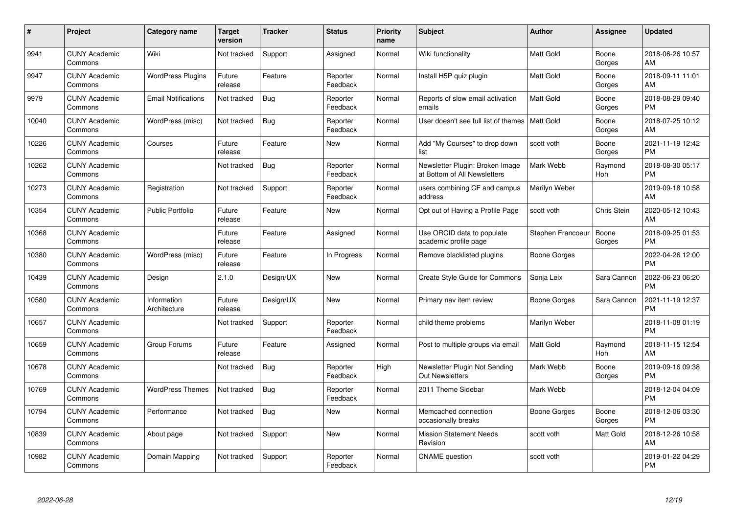| # | Project | Category name | Target version | Tracker | Status | Priority name | Subject | Author | Assignee | Updated |
|---|---|---|---|---|---|---|---|---|---|---|
| 9941 | CUNY Academic Commons | Wiki | Not tracked | Support | Assigned | Normal | Wiki functionality | Matt Gold | Boone Gorges | 2018-06-26 10:57 AM |
| 9947 | CUNY Academic Commons | WordPress Plugins | Future release | Feature | Reporter Feedback | Normal | Install H5P quiz plugin | Matt Gold | Boone Gorges | 2018-09-11 11:01 AM |
| 9979 | CUNY Academic Commons | Email Notifications | Not tracked | Bug | Reporter Feedback | Normal | Reports of slow email activation emails | Matt Gold | Boone Gorges | 2018-08-29 09:40 PM |
| 10040 | CUNY Academic Commons | WordPress (misc) | Not tracked | Bug | Reporter Feedback | Normal | User doesn't see full list of themes | Matt Gold | Boone Gorges | 2018-07-25 10:12 AM |
| 10226 | CUNY Academic Commons | Courses | Future release | Feature | New | Normal | Add "My Courses" to drop down list | scott voth | Boone Gorges | 2021-11-19 12:42 PM |
| 10262 | CUNY Academic Commons | | Not tracked | Bug | Reporter Feedback | Normal | Newsletter Plugin: Broken Image at Bottom of All Newsletters | Mark Webb | Raymond Hoh | 2018-08-30 05:17 PM |
| 10273 | CUNY Academic Commons | Registration | Not tracked | Support | Reporter Feedback | Normal | users combining CF and campus address | Marilyn Weber | | 2019-09-18 10:58 AM |
| 10354 | CUNY Academic Commons | Public Portfolio | Future release | Feature | New | Normal | Opt out of Having a Profile Page | scott voth | Chris Stein | 2020-05-12 10:43 AM |
| 10368 | CUNY Academic Commons | | Future release | Feature | Assigned | Normal | Use ORCID data to populate academic profile page | Stephen Francoeur | Boone Gorges | 2018-09-25 01:53 PM |
| 10380 | CUNY Academic Commons | WordPress (misc) | Future release | Feature | In Progress | Normal | Remove blacklisted plugins | Boone Gorges | | 2022-04-26 12:00 PM |
| 10439 | CUNY Academic Commons | Design | 2.1.0 | Design/UX | New | Normal | Create Style Guide for Commons | Sonja Leix | Sara Cannon | 2022-06-23 06:20 PM |
| 10580 | CUNY Academic Commons | Information Architecture | Future release | Design/UX | New | Normal | Primary nav item review | Boone Gorges | Sara Cannon | 2021-11-19 12:37 PM |
| 10657 | CUNY Academic Commons | | Not tracked | Support | Reporter Feedback | Normal | child theme problems | Marilyn Weber | | 2018-11-08 01:19 PM |
| 10659 | CUNY Academic Commons | Group Forums | Future release | Feature | Assigned | Normal | Post to multiple groups via email | Matt Gold | Raymond Hoh | 2018-11-15 12:54 AM |
| 10678 | CUNY Academic Commons | | Not tracked | Bug | Reporter Feedback | High | Newsletter Plugin Not Sending Out Newsletters | Mark Webb | Boone Gorges | 2019-09-16 09:38 PM |
| 10769 | CUNY Academic Commons | WordPress Themes | Not tracked | Bug | Reporter Feedback | Normal | 2011 Theme Sidebar | Mark Webb | | 2018-12-04 04:09 PM |
| 10794 | CUNY Academic Commons | Performance | Not tracked | Bug | New | Normal | Memcached connection occasionally breaks | Boone Gorges | Boone Gorges | 2018-12-06 03:30 PM |
| 10839 | CUNY Academic Commons | About page | Not tracked | Support | New | Normal | Mission Statement Needs Revision | scott voth | Matt Gold | 2018-12-26 10:58 AM |
| 10982 | CUNY Academic Commons | Domain Mapping | Not tracked | Support | Reporter Feedback | Normal | CNAME question | scott voth | | 2019-01-22 04:29 PM |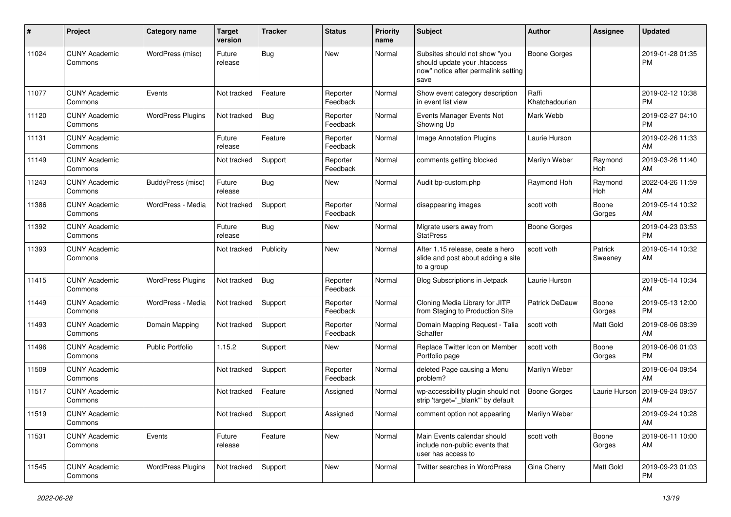| # | Project | Category name | Target version | Tracker | Status | Priority name | Subject | Author | Assignee | Updated |
|---|---|---|---|---|---|---|---|---|---|---|
| 11024 | CUNY Academic Commons | WordPress (misc) | Future release | Bug | New | Normal | Subsites should not show "you should update your .htaccess now" notice after permalink setting save | Boone Gorges | | 2019-01-28 01:35 PM |
| 11077 | CUNY Academic Commons | Events | Not tracked | Feature | Reporter Feedback | Normal | Show event category description in event list view | Raffi Khatchadourian | | 2019-02-12 10:38 PM |
| 11120 | CUNY Academic Commons | WordPress Plugins | Not tracked | Bug | Reporter Feedback | Normal | Events Manager Events Not Showing Up | Mark Webb | | 2019-02-27 04:10 PM |
| 11131 | CUNY Academic Commons | | Future release | Feature | Reporter Feedback | Normal | Image Annotation Plugins | Laurie Hurson | | 2019-02-26 11:33 AM |
| 11149 | CUNY Academic Commons | | Not tracked | Support | Reporter Feedback | Normal | comments getting blocked | Marilyn Weber | Raymond Hoh | 2019-03-26 11:40 AM |
| 11243 | CUNY Academic Commons | BuddyPress (misc) | Future release | Bug | New | Normal | Audit bp-custom.php | Raymond Hoh | Raymond Hoh | 2022-04-26 11:59 AM |
| 11386 | CUNY Academic Commons | WordPress - Media | Not tracked | Support | Reporter Feedback | Normal | disappearing images | scott voth | Boone Gorges | 2019-05-14 10:32 AM |
| 11392 | CUNY Academic Commons | | Future release | Bug | New | Normal | Migrate users away from StatPress | Boone Gorges | | 2019-04-23 03:53 PM |
| 11393 | CUNY Academic Commons | | Not tracked | Publicity | New | Normal | After 1.15 release, ceate a hero slide and post about adding a site to a group | scott voth | Patrick Sweeney | 2019-05-14 10:32 AM |
| 11415 | CUNY Academic Commons | WordPress Plugins | Not tracked | Bug | Reporter Feedback | Normal | Blog Subscriptions in Jetpack | Laurie Hurson | | 2019-05-14 10:34 AM |
| 11449 | CUNY Academic Commons | WordPress - Media | Not tracked | Support | Reporter Feedback | Normal | Cloning Media Library for JITP from Staging to Production Site | Patrick DeDauw | Boone Gorges | 2019-05-13 12:00 PM |
| 11493 | CUNY Academic Commons | Domain Mapping | Not tracked | Support | Reporter Feedback | Normal | Domain Mapping Request - Talia Schaffer | scott voth | Matt Gold | 2019-08-06 08:39 AM |
| 11496 | CUNY Academic Commons | Public Portfolio | 1.15.2 | Support | New | Normal | Replace Twitter Icon on Member Portfolio page | scott voth | Boone Gorges | 2019-06-06 01:03 PM |
| 11509 | CUNY Academic Commons | | Not tracked | Support | Reporter Feedback | Normal | deleted Page causing a Menu problem? | Marilyn Weber | | 2019-06-04 09:54 AM |
| 11517 | CUNY Academic Commons | | Not tracked | Feature | Assigned | Normal | wp-accessibility plugin should not strip 'target="_blank"' by default | Boone Gorges | Laurie Hurson | 2019-09-24 09:57 AM |
| 11519 | CUNY Academic Commons | | Not tracked | Support | Assigned | Normal | comment option not appearing | Marilyn Weber | | 2019-09-24 10:28 AM |
| 11531 | CUNY Academic Commons | Events | Future release | Feature | New | Normal | Main Events calendar should include non-public events that user has access to | scott voth | Boone Gorges | 2019-06-11 10:00 AM |
| 11545 | CUNY Academic Commons | WordPress Plugins | Not tracked | Support | New | Normal | Twitter searches in WordPress | Gina Cherry | Matt Gold | 2019-09-23 01:03 PM |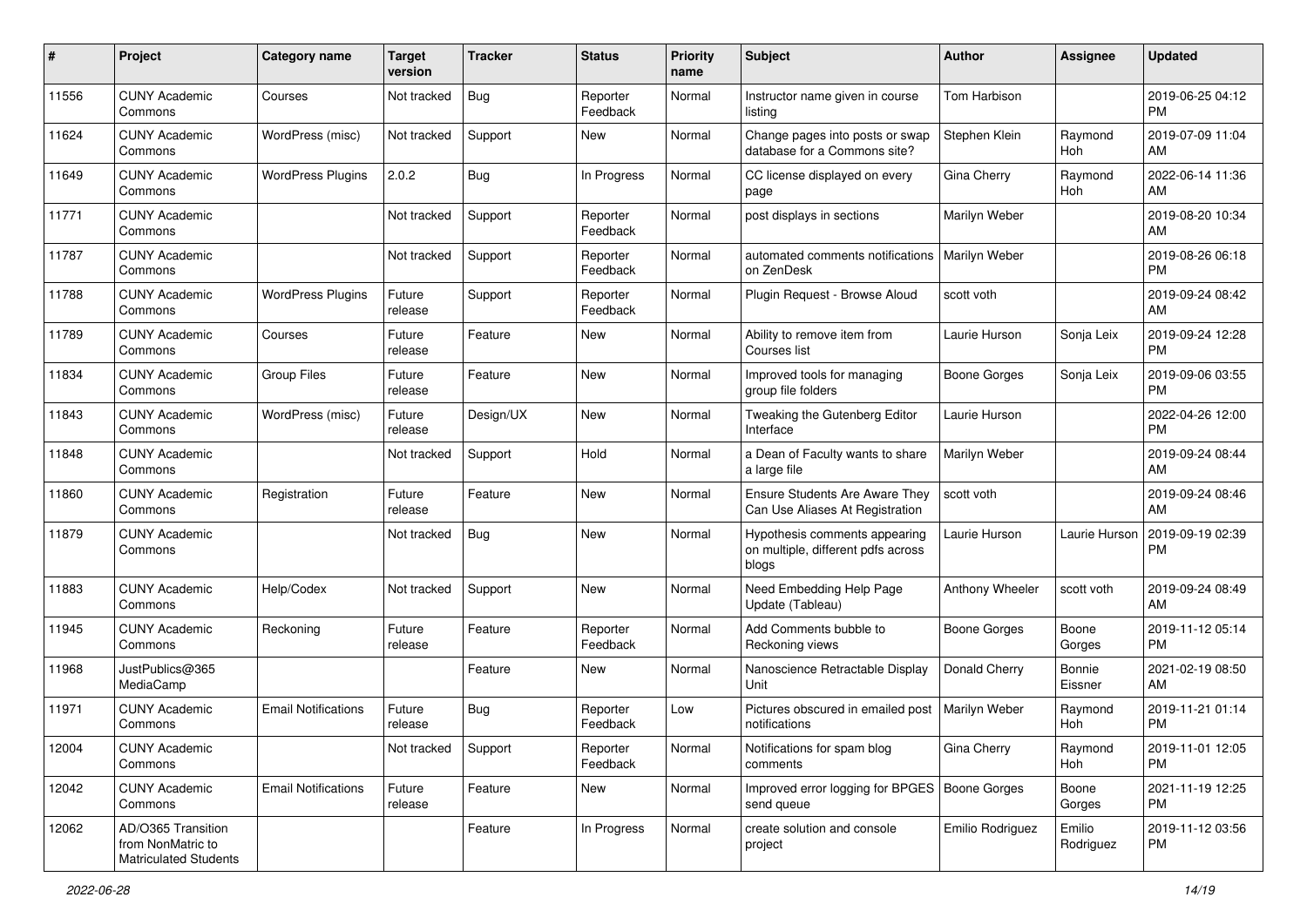| # | Project | Category name | Target version | Tracker | Status | Priority name | Subject | Author | Assignee | Updated |
|---|---|---|---|---|---|---|---|---|---|---|
| 11556 | CUNY Academic Commons | Courses | Not tracked | Bug | Reporter Feedback | Normal | Instructor name given in course listing | Tom Harbison | | 2019-06-25 04:12 PM |
| 11624 | CUNY Academic Commons | WordPress (misc) | Not tracked | Support | New | Normal | Change pages into posts or swap database for a Commons site? | Stephen Klein | Raymond Hoh | 2019-07-09 11:04 AM |
| 11649 | CUNY Academic Commons | WordPress Plugins | 2.0.2 | Bug | In Progress | Normal | CC license displayed on every page | Gina Cherry | Raymond Hoh | 2022-06-14 11:36 AM |
| 11771 | CUNY Academic Commons | | Not tracked | Support | Reporter Feedback | Normal | post displays in sections | Marilyn Weber | | 2019-08-20 10:34 AM |
| 11787 | CUNY Academic Commons | | Not tracked | Support | Reporter Feedback | Normal | automated comments notifications on ZenDesk | Marilyn Weber | | 2019-08-26 06:18 PM |
| 11788 | CUNY Academic Commons | WordPress Plugins | Future release | Support | Reporter Feedback | Normal | Plugin Request - Browse Aloud | scott voth | | 2019-09-24 08:42 AM |
| 11789 | CUNY Academic Commons | Courses | Future release | Feature | New | Normal | Ability to remove item from Courses list | Laurie Hurson | Sonja Leix | 2019-09-24 12:28 PM |
| 11834 | CUNY Academic Commons | Group Files | Future release | Feature | New | Normal | Improved tools for managing group file folders | Boone Gorges | Sonja Leix | 2019-09-06 03:55 PM |
| 11843 | CUNY Academic Commons | WordPress (misc) | Future release | Design/UX | New | Normal | Tweaking the Gutenberg Editor Interface | Laurie Hurson | | 2022-04-26 12:00 PM |
| 11848 | CUNY Academic Commons | | Not tracked | Support | Hold | Normal | a Dean of Faculty wants to share a large file | Marilyn Weber | | 2019-09-24 08:44 AM |
| 11860 | CUNY Academic Commons | Registration | Future release | Feature | New | Normal | Ensure Students Are Aware They Can Use Aliases At Registration | scott voth | | 2019-09-24 08:46 AM |
| 11879 | CUNY Academic Commons | | Not tracked | Bug | New | Normal | Hypothesis comments appearing on multiple, different pdfs across blogs | Laurie Hurson | Laurie Hurson | 2019-09-19 02:39 PM |
| 11883 | CUNY Academic Commons | Help/Codex | Not tracked | Support | New | Normal | Need Embedding Help Page Update (Tableau) | Anthony Wheeler | scott voth | 2019-09-24 08:49 AM |
| 11945 | CUNY Academic Commons | Reckoning | Future release | Feature | Reporter Feedback | Normal | Add Comments bubble to Reckoning views | Boone Gorges | Boone Gorges | 2019-11-12 05:14 PM |
| 11968 | JustPublics@365 MediaCamp | | | Feature | New | Normal | Nanoscience Retractable Display Unit | Donald Cherry | Bonnie Eissner | 2021-02-19 08:50 AM |
| 11971 | CUNY Academic Commons | Email Notifications | Future release | Bug | Reporter Feedback | Low | Pictures obscured in emailed post notifications | Marilyn Weber | Raymond Hoh | 2019-11-21 01:14 PM |
| 12004 | CUNY Academic Commons | | Not tracked | Support | Reporter Feedback | Normal | Notifications for spam blog comments | Gina Cherry | Raymond Hoh | 2019-11-01 12:05 PM |
| 12042 | CUNY Academic Commons | Email Notifications | Future release | Feature | New | Normal | Improved error logging for BPGES send queue | Boone Gorges | Boone Gorges | 2021-11-19 12:25 PM |
| 12062 | AD/O365 Transition from NonMatric to Matriculated Students | | | Feature | In Progress | Normal | create solution and console project | Emilio Rodriguez | Emilio Rodriguez | 2019-11-12 03:56 PM |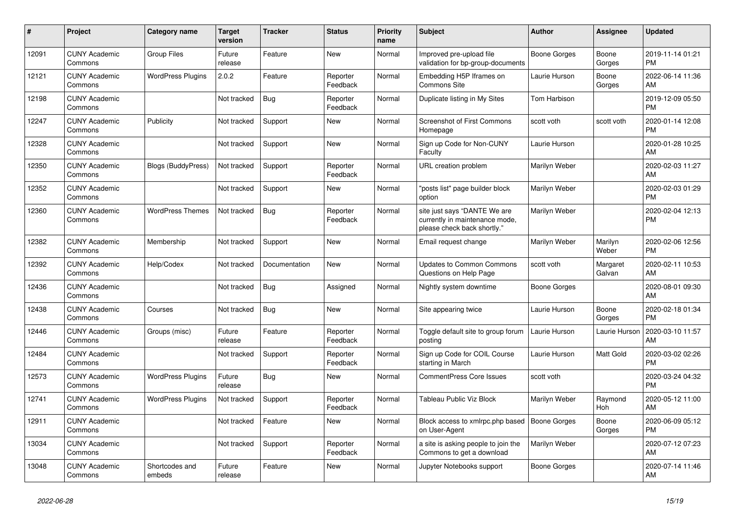| # | Project | Category name | Target version | Tracker | Status | Priority name | Subject | Author | Assignee | Updated |
|---|---|---|---|---|---|---|---|---|---|---|
| 12091 | CUNY Academic Commons | Group Files | Future release | Feature | New | Normal | Improved pre-upload file validation for bp-group-documents | Boone Gorges | Boone Gorges | 2019-11-14 01:21 PM |
| 12121 | CUNY Academic Commons | WordPress Plugins | 2.0.2 | Feature | Reporter Feedback | Normal | Embedding H5P Iframes on Commons Site | Laurie Hurson | Boone Gorges | 2022-06-14 11:36 AM |
| 12198 | CUNY Academic Commons | | Not tracked | Bug | Reporter Feedback | Normal | Duplicate listing in My Sites | Tom Harbison | | 2019-12-09 05:50 PM |
| 12247 | CUNY Academic Commons | Publicity | Not tracked | Support | New | Normal | Screenshot of First Commons Homepage | scott voth | scott voth | 2020-01-14 12:08 PM |
| 12328 | CUNY Academic Commons | | Not tracked | Support | New | Normal | Sign up Code for Non-CUNY Faculty | Laurie Hurson | | 2020-01-28 10:25 AM |
| 12350 | CUNY Academic Commons | Blogs (BuddyPress) | Not tracked | Support | Reporter Feedback | Normal | URL creation problem | Marilyn Weber | | 2020-02-03 11:27 AM |
| 12352 | CUNY Academic Commons | | Not tracked | Support | New | Normal | "posts list" page builder block option | Marilyn Weber | | 2020-02-03 01:29 PM |
| 12360 | CUNY Academic Commons | WordPress Themes | Not tracked | Bug | Reporter Feedback | Normal | site just says "DANTE We are currently in maintenance mode, please check back shortly." | Marilyn Weber | | 2020-02-04 12:13 PM |
| 12382 | CUNY Academic Commons | Membership | Not tracked | Support | New | Normal | Email request change | Marilyn Weber | Marilyn Weber | 2020-02-06 12:56 PM |
| 12392 | CUNY Academic Commons | Help/Codex | Not tracked | Documentation | New | Normal | Updates to Common Commons Questions on Help Page | scott voth | Margaret Galvan | 2020-02-11 10:53 AM |
| 12436 | CUNY Academic Commons | | Not tracked | Bug | Assigned | Normal | Nightly system downtime | Boone Gorges | | 2020-08-01 09:30 AM |
| 12438 | CUNY Academic Commons | Courses | Not tracked | Bug | New | Normal | Site appearing twice | Laurie Hurson | Boone Gorges | 2020-02-18 01:34 PM |
| 12446 | CUNY Academic Commons | Groups (misc) | Future release | Feature | Reporter Feedback | Normal | Toggle default site to group forum posting | Laurie Hurson | Laurie Hurson | 2020-03-10 11:57 AM |
| 12484 | CUNY Academic Commons | | Not tracked | Support | Reporter Feedback | Normal | Sign up Code for COIL Course starting in March | Laurie Hurson | Matt Gold | 2020-03-02 02:26 PM |
| 12573 | CUNY Academic Commons | WordPress Plugins | Future release | Bug | New | Normal | CommentPress Core Issues | scott voth | | 2020-03-24 04:32 PM |
| 12741 | CUNY Academic Commons | WordPress Plugins | Not tracked | Support | Reporter Feedback | Normal | Tableau Public Viz Block | Marilyn Weber | Raymond Hoh | 2020-05-12 11:00 AM |
| 12911 | CUNY Academic Commons | | Not tracked | Feature | New | Normal | Block access to xmlrpc.php based on User-Agent | Boone Gorges | Boone Gorges | 2020-06-09 05:12 PM |
| 13034 | CUNY Academic Commons | | Not tracked | Support | Reporter Feedback | Normal | a site is asking people to join the Commons to get a download | Marilyn Weber | | 2020-07-12 07:23 AM |
| 13048 | CUNY Academic Commons | Shortcodes and embeds | Future release | Feature | New | Normal | Jupyter Notebooks support | Boone Gorges | | 2020-07-14 11:46 AM |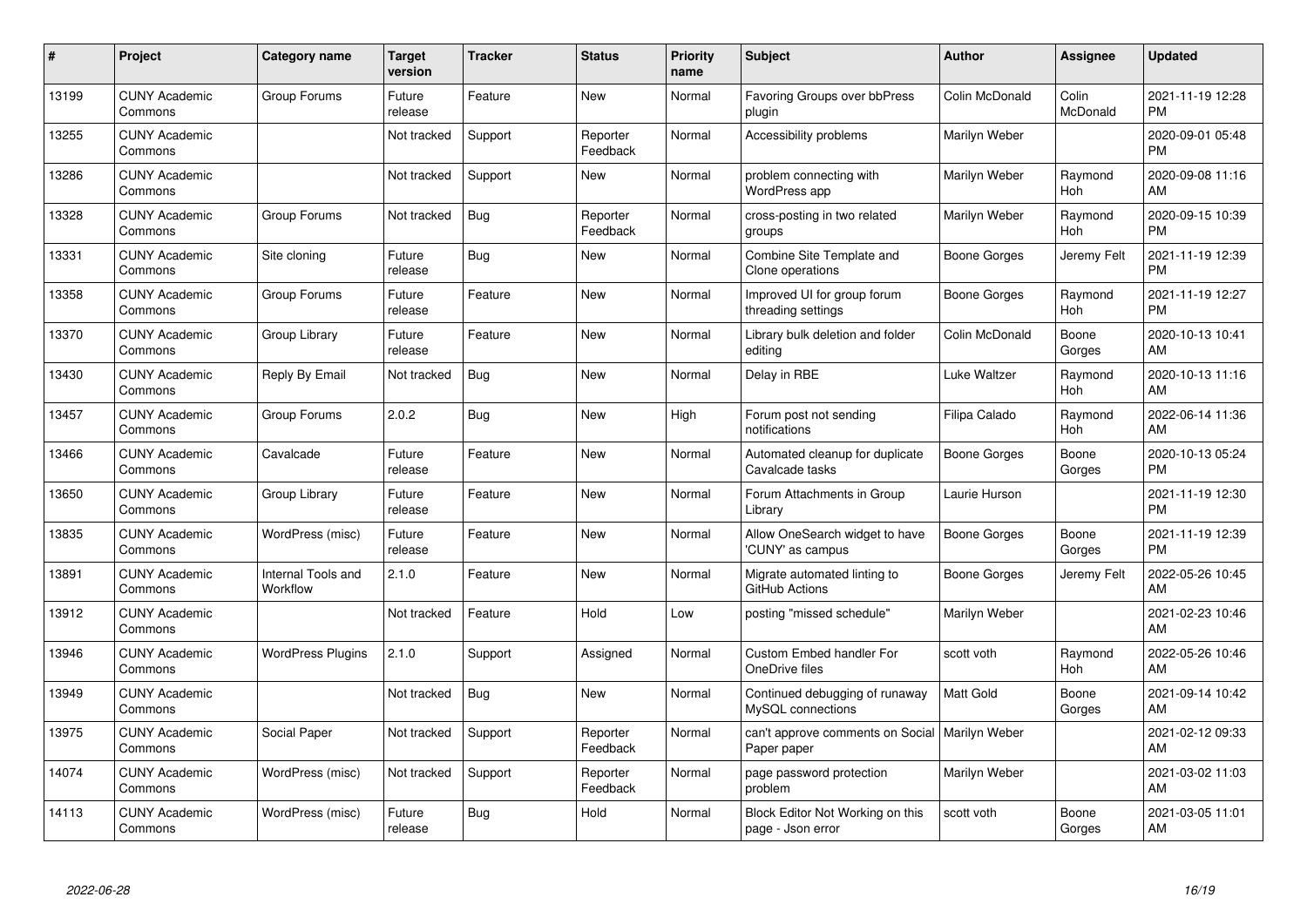| # | Project | Category name | Target version | Tracker | Status | Priority name | Subject | Author | Assignee | Updated |
|---|---|---|---|---|---|---|---|---|---|---|
| 13199 | CUNY Academic Commons | Group Forums | Future release | Feature | New | Normal | Favoring Groups over bbPress plugin | Colin McDonald | Colin McDonald | 2021-11-19 12:28 PM |
| 13255 | CUNY Academic Commons | | Not tracked | Support | Reporter Feedback | Normal | Accessibility problems | Marilyn Weber | | 2020-09-01 05:48 PM |
| 13286 | CUNY Academic Commons | | Not tracked | Support | New | Normal | problem connecting with WordPress app | Marilyn Weber | Raymond Hoh | 2020-09-08 11:16 AM |
| 13328 | CUNY Academic Commons | Group Forums | Not tracked | Bug | Reporter Feedback | Normal | cross-posting in two related groups | Marilyn Weber | Raymond Hoh | 2020-09-15 10:39 PM |
| 13331 | CUNY Academic Commons | Site cloning | Future release | Bug | New | Normal | Combine Site Template and Clone operations | Boone Gorges | Jeremy Felt | 2021-11-19 12:39 PM |
| 13358 | CUNY Academic Commons | Group Forums | Future release | Feature | New | Normal | Improved UI for group forum threading settings | Boone Gorges | Raymond Hoh | 2021-11-19 12:27 PM |
| 13370 | CUNY Academic Commons | Group Library | Future release | Feature | New | Normal | Library bulk deletion and folder editing | Colin McDonald | Boone Gorges | 2020-10-13 10:41 AM |
| 13430 | CUNY Academic Commons | Reply By Email | Not tracked | Bug | New | Normal | Delay in RBE | Luke Waltzer | Raymond Hoh | 2020-10-13 11:16 AM |
| 13457 | CUNY Academic Commons | Group Forums | 2.0.2 | Bug | New | High | Forum post not sending notifications | Filipa Calado | Raymond Hoh | 2022-06-14 11:36 AM |
| 13466 | CUNY Academic Commons | Cavalcade | Future release | Feature | New | Normal | Automated cleanup for duplicate Cavalcade tasks | Boone Gorges | Boone Gorges | 2020-10-13 05:24 PM |
| 13650 | CUNY Academic Commons | Group Library | Future release | Feature | New | Normal | Forum Attachments in Group Library | Laurie Hurson | | 2021-11-19 12:30 PM |
| 13835 | CUNY Academic Commons | WordPress (misc) | Future release | Feature | New | Normal | Allow OneSearch widget to have 'CUNY' as campus | Boone Gorges | Boone Gorges | 2021-11-19 12:39 PM |
| 13891 | CUNY Academic Commons | Internal Tools and Workflow | 2.1.0 | Feature | New | Normal | Migrate automated linting to GitHub Actions | Boone Gorges | Jeremy Felt | 2022-05-26 10:45 AM |
| 13912 | CUNY Academic Commons | | Not tracked | Feature | Hold | Low | posting "missed schedule" | Marilyn Weber | | 2021-02-23 10:46 AM |
| 13946 | CUNY Academic Commons | WordPress Plugins | 2.1.0 | Support | Assigned | Normal | Custom Embed handler For OneDrive files | scott voth | Raymond Hoh | 2022-05-26 10:46 AM |
| 13949 | CUNY Academic Commons | | Not tracked | Bug | New | Normal | Continued debugging of runaway MySQL connections | Matt Gold | Boone Gorges | 2021-09-14 10:42 AM |
| 13975 | CUNY Academic Commons | Social Paper | Not tracked | Support | Reporter Feedback | Normal | can't approve comments on Social Paper paper | Marilyn Weber | | 2021-02-12 09:33 AM |
| 14074 | CUNY Academic Commons | WordPress (misc) | Not tracked | Support | Reporter Feedback | Normal | page password protection problem | Marilyn Weber | | 2021-03-02 11:03 AM |
| 14113 | CUNY Academic Commons | WordPress (misc) | Future release | Bug | Hold | Normal | Block Editor Not Working on this page - Json error | scott voth | Boone Gorges | 2021-03-05 11:01 AM |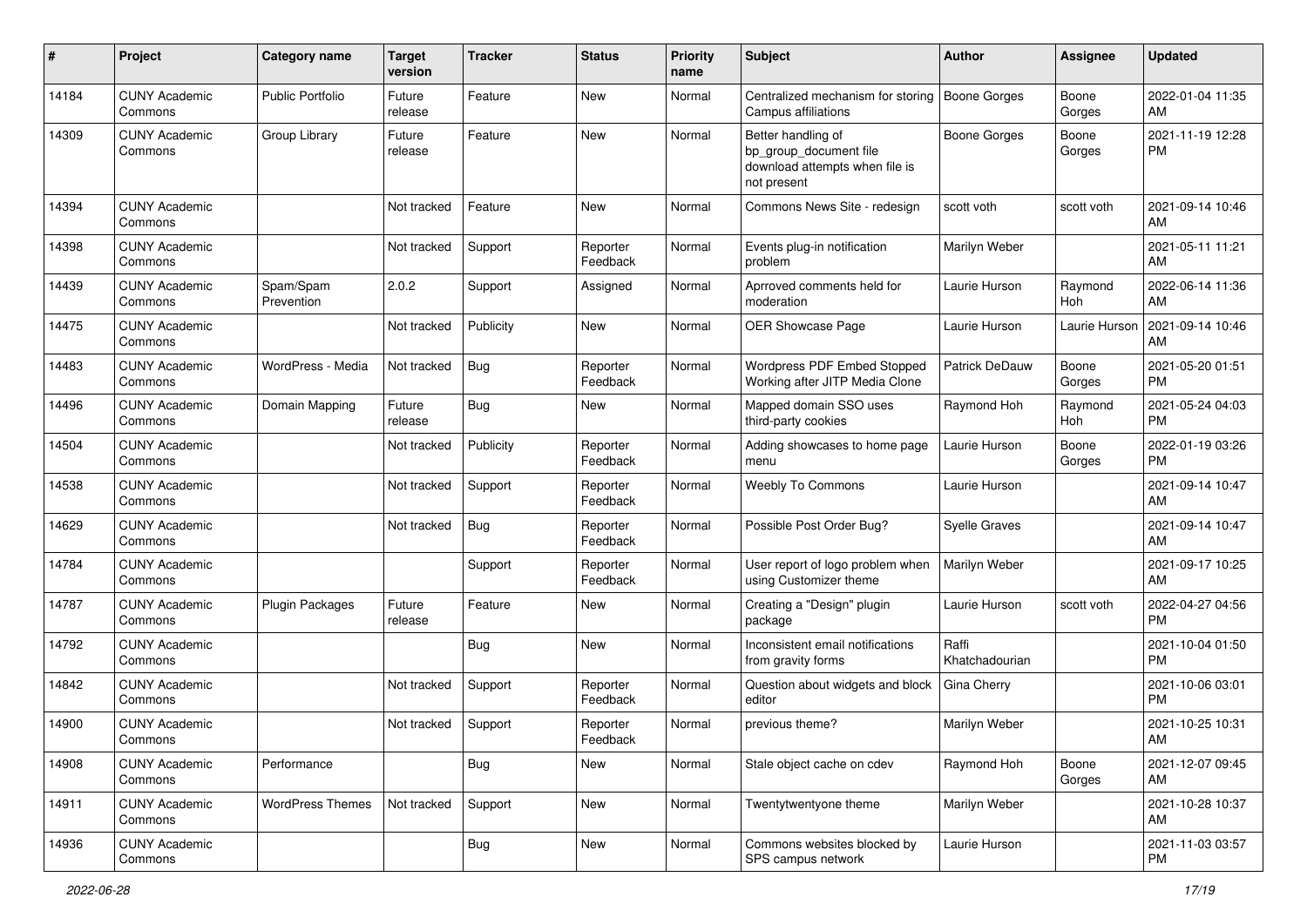| # | Project | Category name | Target version | Tracker | Status | Priority name | Subject | Author | Assignee | Updated |
|---|---|---|---|---|---|---|---|---|---|---|
| 14184 | CUNY Academic Commons | Public Portfolio | Future release | Feature | New | Normal | Centralized mechanism for storing Campus affiliations | Boone Gorges | Boone Gorges | 2022-01-04 11:35 AM |
| 14309 | CUNY Academic Commons | Group Library | Future release | Feature | New | Normal | Better handling of bp_group_document file download attempts when file is not present | Boone Gorges | Boone Gorges | 2021-11-19 12:28 PM |
| 14394 | CUNY Academic Commons | | Not tracked | Feature | New | Normal | Commons News Site - redesign | scott voth | scott voth | 2021-09-14 10:46 AM |
| 14398 | CUNY Academic Commons | | Not tracked | Support | Reporter Feedback | Normal | Events plug-in notification problem | Marilyn Weber | | 2021-05-11 11:21 AM |
| 14439 | CUNY Academic Commons | Spam/Spam Prevention | 2.0.2 | Support | Assigned | Normal | Aprroved comments held for moderation | Laurie Hurson | Raymond Hoh | 2022-06-14 11:36 AM |
| 14475 | CUNY Academic Commons | | Not tracked | Publicity | New | Normal | OER Showcase Page | Laurie Hurson | Laurie Hurson | 2021-09-14 10:46 AM |
| 14483 | CUNY Academic Commons | WordPress - Media | Not tracked | Bug | Reporter Feedback | Normal | Wordpress PDF Embed Stopped Working after JITP Media Clone | Patrick DeDauw | Boone Gorges | 2021-05-20 01:51 PM |
| 14496 | CUNY Academic Commons | Domain Mapping | Future release | Bug | New | Normal | Mapped domain SSO uses third-party cookies | Raymond Hoh | Raymond Hoh | 2021-05-24 04:03 PM |
| 14504 | CUNY Academic Commons | | Not tracked | Publicity | Reporter Feedback | Normal | Adding showcases to home page menu | Laurie Hurson | Boone Gorges | 2022-01-19 03:26 PM |
| 14538 | CUNY Academic Commons | | Not tracked | Support | Reporter Feedback | Normal | Weebly To Commons | Laurie Hurson | | 2021-09-14 10:47 AM |
| 14629 | CUNY Academic Commons | | Not tracked | Bug | Reporter Feedback | Normal | Possible Post Order Bug? | Syelle Graves | | 2021-09-14 10:47 AM |
| 14784 | CUNY Academic Commons | | | Support | Reporter Feedback | Normal | User report of logo problem when using Customizer theme | Marilyn Weber | | 2021-09-17 10:25 AM |
| 14787 | CUNY Academic Commons | Plugin Packages | Future release | Feature | New | Normal | Creating a "Design" plugin package | Laurie Hurson | scott voth | 2022-04-27 04:56 PM |
| 14792 | CUNY Academic Commons | | | Bug | New | Normal | Inconsistent email notifications from gravity forms | Raffi Khatchadourian | | 2021-10-04 01:50 PM |
| 14842 | CUNY Academic Commons | | Not tracked | Support | Reporter Feedback | Normal | Question about widgets and block editor | Gina Cherry | | 2021-10-06 03:01 PM |
| 14900 | CUNY Academic Commons | | Not tracked | Support | Reporter Feedback | Normal | previous theme? | Marilyn Weber | | 2021-10-25 10:31 AM |
| 14908 | CUNY Academic Commons | Performance | | Bug | New | Normal | Stale object cache on cdev | Raymond Hoh | Boone Gorges | 2021-12-07 09:45 AM |
| 14911 | CUNY Academic Commons | WordPress Themes | Not tracked | Support | New | Normal | Twentytwentyone theme | Marilyn Weber | | 2021-10-28 10:37 AM |
| 14936 | CUNY Academic Commons | | | Bug | New | Normal | Commons websites blocked by SPS campus network | Laurie Hurson | | 2021-11-03 03:57 PM |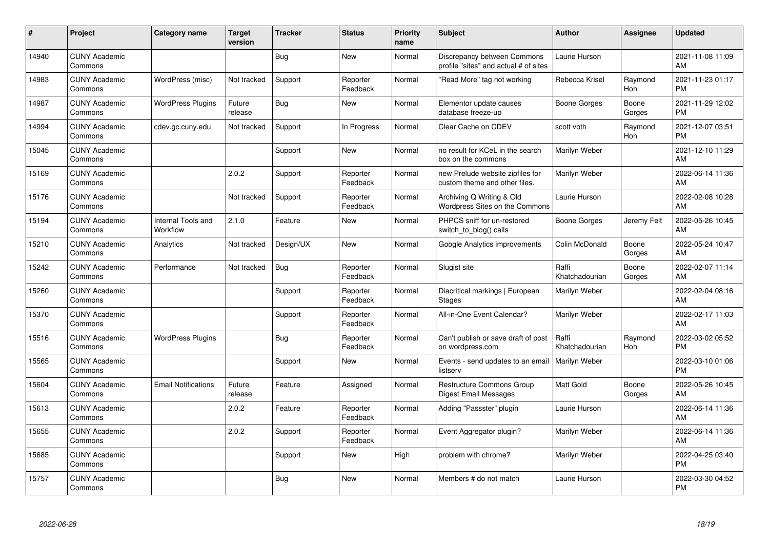| # | Project | Category name | Target version | Tracker | Status | Priority name | Subject | Author | Assignee | Updated |
|---|---|---|---|---|---|---|---|---|---|---|
| 14940 | CUNY Academic Commons | | | Bug | New | Normal | Discrepancy between Commons profile "sites" and actual # of sites | Laurie Hurson | | 2021-11-08 11:09 AM |
| 14983 | CUNY Academic Commons | WordPress (misc) | Not tracked | Support | Reporter Feedback | Normal | "Read More" tag not working | Rebecca Krisel | Raymond Hoh | 2021-11-23 01:17 PM |
| 14987 | CUNY Academic Commons | WordPress Plugins | Future release | Bug | New | Normal | Elementor update causes database freeze-up | Boone Gorges | Boone Gorges | 2021-11-29 12:02 PM |
| 14994 | CUNY Academic Commons | cdev.gc.cuny.edu | Not tracked | Support | In Progress | Normal | Clear Cache on CDEV | scott voth | Raymond Hoh | 2021-12-07 03:51 PM |
| 15045 | CUNY Academic Commons | | | Support | New | Normal | no result for KCeL in the search box on the commons | Marilyn Weber | | 2021-12-10 11:29 AM |
| 15169 | CUNY Academic Commons | | 2.0.2 | Support | Reporter Feedback | Normal | new Prelude website zipfiles for custom theme and other files. | Marilyn Weber | | 2022-06-14 11:36 AM |
| 15176 | CUNY Academic Commons | | Not tracked | Support | Reporter Feedback | Normal | Archiving Q Writing & Old Wordpress Sites on the Commons | Laurie Hurson | | 2022-02-08 10:28 AM |
| 15194 | CUNY Academic Commons | Internal Tools and Workflow | 2.1.0 | Feature | New | Normal | PHPCS sniff for un-restored switch_to_blog() calls | Boone Gorges | Jeremy Felt | 2022-05-26 10:45 AM |
| 15210 | CUNY Academic Commons | Analytics | Not tracked | Design/UX | New | Normal | Google Analytics improvements | Colin McDonald | Boone Gorges | 2022-05-24 10:47 AM |
| 15242 | CUNY Academic Commons | Performance | Not tracked | Bug | Reporter Feedback | Normal | Slugist site | Raffi Khatchadourian | Boone Gorges | 2022-02-07 11:14 AM |
| 15260 | CUNY Academic Commons | | | Support | Reporter Feedback | Normal | Diacritical markings \| European Stages | Marilyn Weber | | 2022-02-04 08:16 AM |
| 15370 | CUNY Academic Commons | | | Support | Reporter Feedback | Normal | All-in-One Event Calendar? | Marilyn Weber | | 2022-02-17 11:03 AM |
| 15516 | CUNY Academic Commons | WordPress Plugins | | Bug | Reporter Feedback | Normal | Can't publish or save draft of post on wordpress.com | Raffi Khatchadourian | Raymond Hoh | 2022-03-02 05:52 PM |
| 15565 | CUNY Academic Commons | | | Support | New | Normal | Events - send updates to an email listserv | Marilyn Weber | | 2022-03-10 01:06 PM |
| 15604 | CUNY Academic Commons | Email Notifications | Future release | Feature | Assigned | Normal | Restructure Commons Group Digest Email Messages | Matt Gold | Boone Gorges | 2022-05-26 10:45 AM |
| 15613 | CUNY Academic Commons | | 2.0.2 | Feature | Reporter Feedback | Normal | Adding "Passster" plugin | Laurie Hurson | | 2022-06-14 11:36 AM |
| 15655 | CUNY Academic Commons | | 2.0.2 | Support | Reporter Feedback | Normal | Event Aggregator plugin? | Marilyn Weber | | 2022-06-14 11:36 AM |
| 15685 | CUNY Academic Commons | | | Support | New | High | problem with chrome? | Marilyn Weber | | 2022-04-25 03:40 PM |
| 15757 | CUNY Academic Commons | | | Bug | New | Normal | Members # do not match | Laurie Hurson | | 2022-03-30 04:52 PM |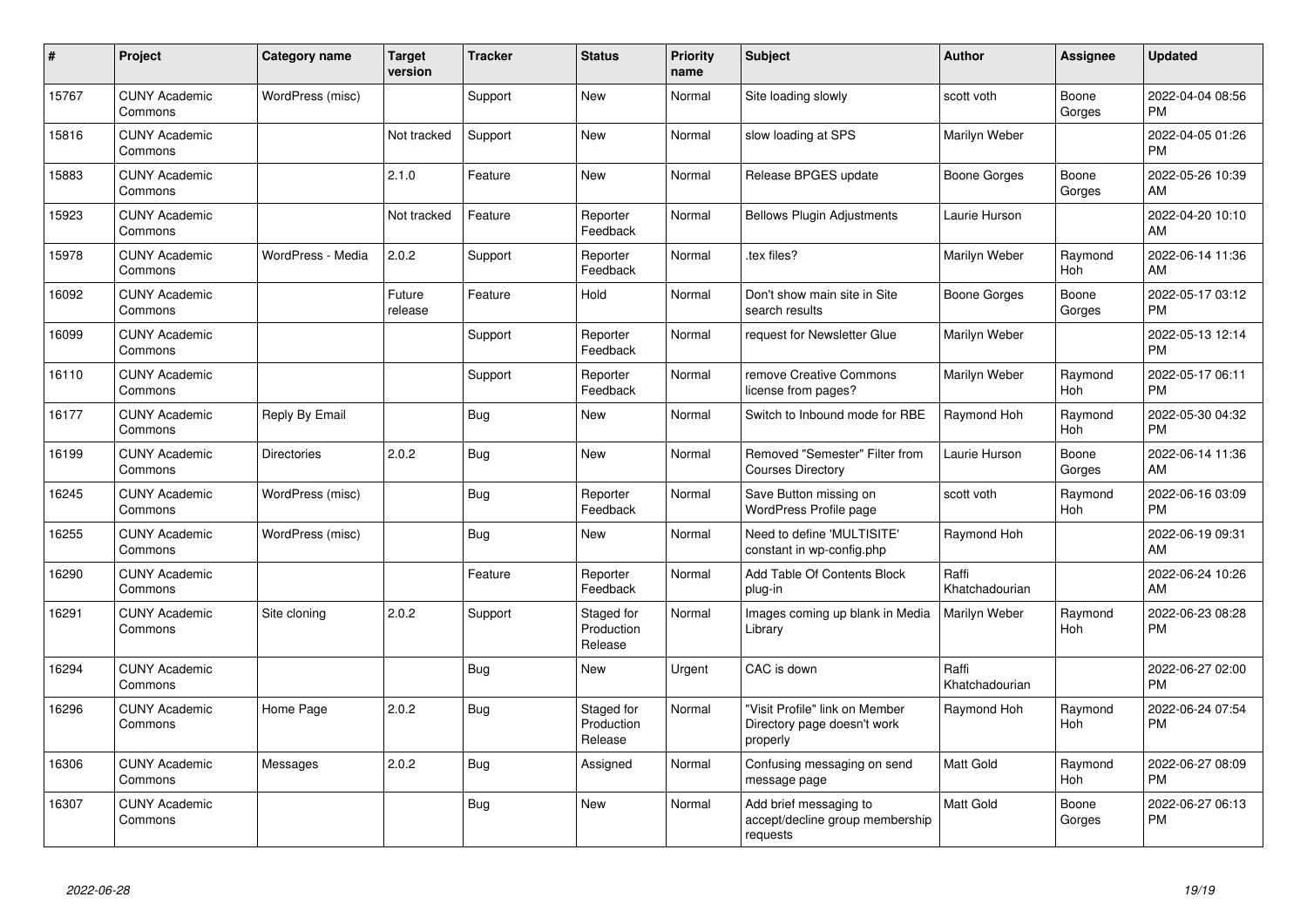| # | Project | Category name | Target version | Tracker | Status | Priority name | Subject | Author | Assignee | Updated |
|---|---|---|---|---|---|---|---|---|---|---|
| 15767 | CUNY Academic Commons | WordPress (misc) | | Support | New | Normal | Site loading slowly | scott voth | Boone Gorges | 2022-04-04 08:56 PM |
| 15816 | CUNY Academic Commons | | Not tracked | Support | New | Normal | slow loading at SPS | Marilyn Weber | | 2022-04-05 01:26 PM |
| 15883 | CUNY Academic Commons | | 2.1.0 | Feature | New | Normal | Release BPGES update | Boone Gorges | Boone Gorges | 2022-05-26 10:39 AM |
| 15923 | CUNY Academic Commons | | Not tracked | Feature | Reporter Feedback | Normal | Bellows Plugin Adjustments | Laurie Hurson | | 2022-04-20 10:10 AM |
| 15978 | CUNY Academic Commons | WordPress - Media | 2.0.2 | Support | Reporter Feedback | Normal | .tex files? | Marilyn Weber | Raymond Hoh | 2022-06-14 11:36 AM |
| 16092 | CUNY Academic Commons | | Future release | Feature | Hold | Normal | Don't show main site in Site search results | Boone Gorges | Boone Gorges | 2022-05-17 03:12 PM |
| 16099 | CUNY Academic Commons | | | Support | Reporter Feedback | Normal | request for Newsletter Glue | Marilyn Weber | | 2022-05-13 12:14 PM |
| 16110 | CUNY Academic Commons | | | Support | Reporter Feedback | Normal | remove Creative Commons license from pages? | Marilyn Weber | Raymond Hoh | 2022-05-17 06:11 PM |
| 16177 | CUNY Academic Commons | Reply By Email | | Bug | New | Normal | Switch to Inbound mode for RBE | Raymond Hoh | Raymond Hoh | 2022-05-30 04:32 PM |
| 16199 | CUNY Academic Commons | Directories | 2.0.2 | Bug | New | Normal | Removed "Semester" Filter from Courses Directory | Laurie Hurson | Boone Gorges | 2022-06-14 11:36 AM |
| 16245 | CUNY Academic Commons | WordPress (misc) | | Bug | Reporter Feedback | Normal | Save Button missing on WordPress Profile page | scott voth | Raymond Hoh | 2022-06-16 03:09 PM |
| 16255 | CUNY Academic Commons | WordPress (misc) | | Bug | New | Normal | Need to define 'MULTISITE' constant in wp-config.php | Raymond Hoh | | 2022-06-19 09:31 AM |
| 16290 | CUNY Academic Commons | | | Feature | Reporter Feedback | Normal | Add Table Of Contents Block plug-in | Raffi Khatchadourian | | 2022-06-24 10:26 AM |
| 16291 | CUNY Academic Commons | Site cloning | 2.0.2 | Support | Staged for Production Release | Normal | Images coming up blank in Media Library | Marilyn Weber | Raymond Hoh | 2022-06-23 08:28 PM |
| 16294 | CUNY Academic Commons | | | Bug | New | Urgent | CAC is down | Raffi Khatchadourian | | 2022-06-27 02:00 PM |
| 16296 | CUNY Academic Commons | Home Page | 2.0.2 | Bug | Staged for Production Release | Normal | "Visit Profile" link on Member Directory page doesn't work properly | Raymond Hoh | Raymond Hoh | 2022-06-24 07:54 PM |
| 16306 | CUNY Academic Commons | Messages | 2.0.2 | Bug | Assigned | Normal | Confusing messaging on send message page | Matt Gold | Raymond Hoh | 2022-06-27 08:09 PM |
| 16307 | CUNY Academic Commons | | | Bug | New | Normal | Add brief messaging to accept/decline group membership requests | Matt Gold | Boone Gorges | 2022-06-27 06:13 PM |